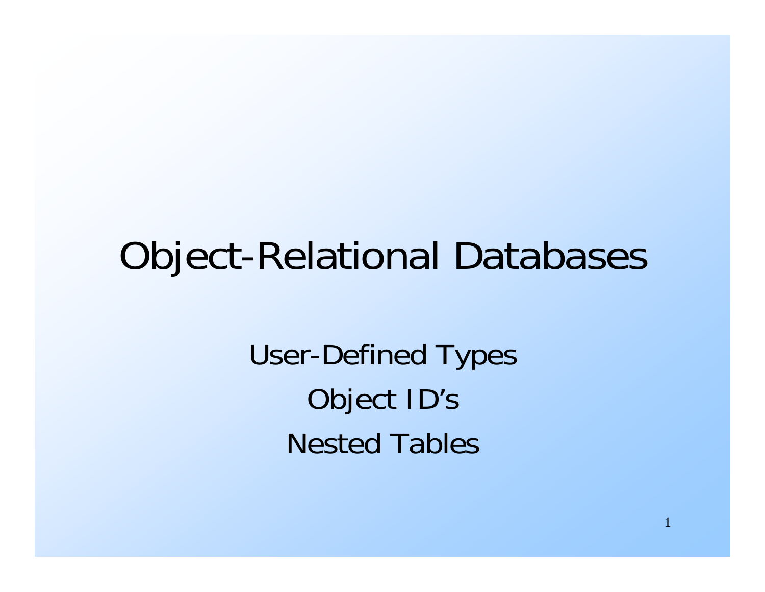# Object-Relational Databases

User-Defined Types

Object ID's

Nested Tables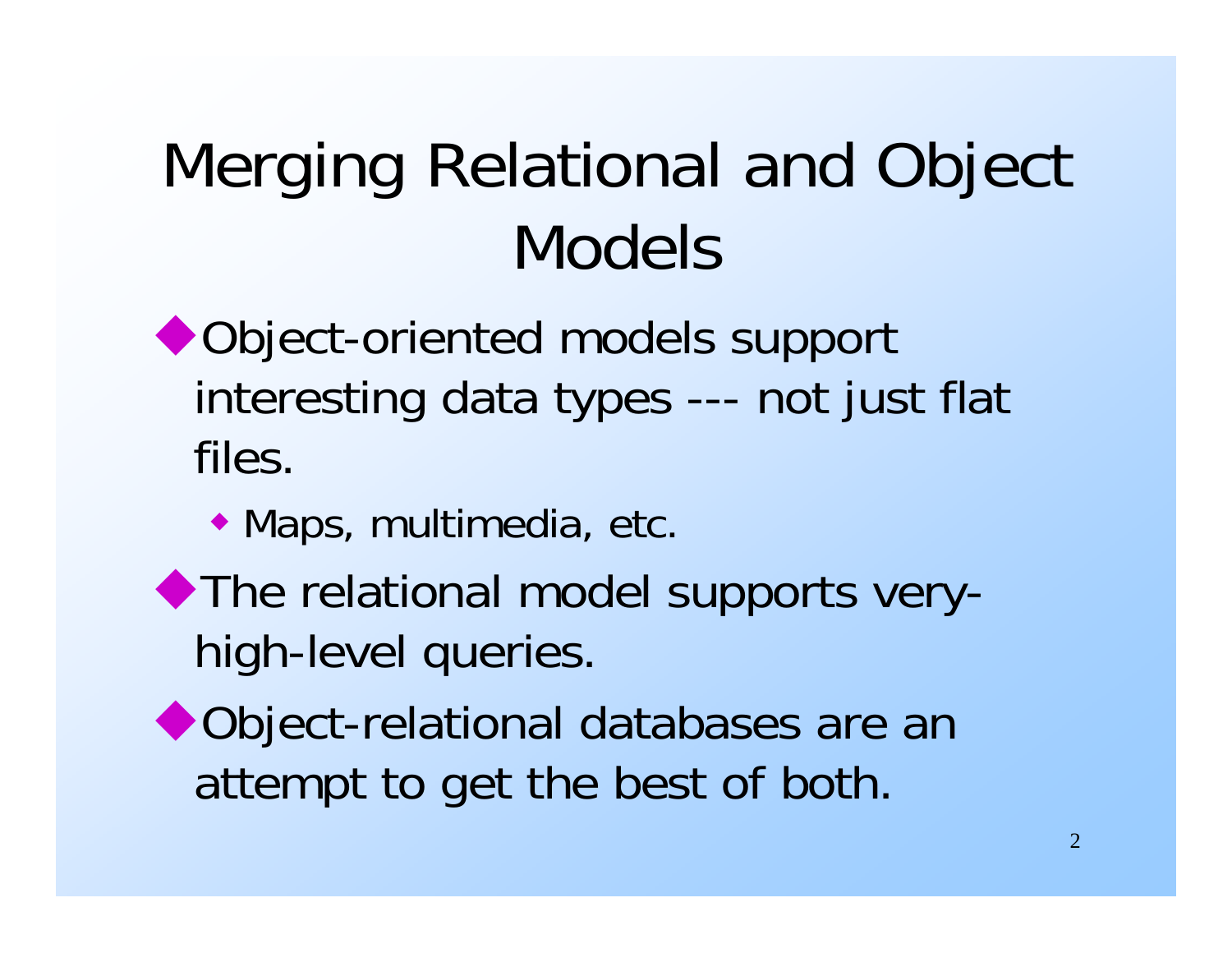# Merging Relational and Object Models

- Object-oriented models support interesting data types --- not just flat files.
  - Maps, multimedia, etc.
- The relational model supports very-high-level queries.
- Object-relational databases are an attempt to get the best of both.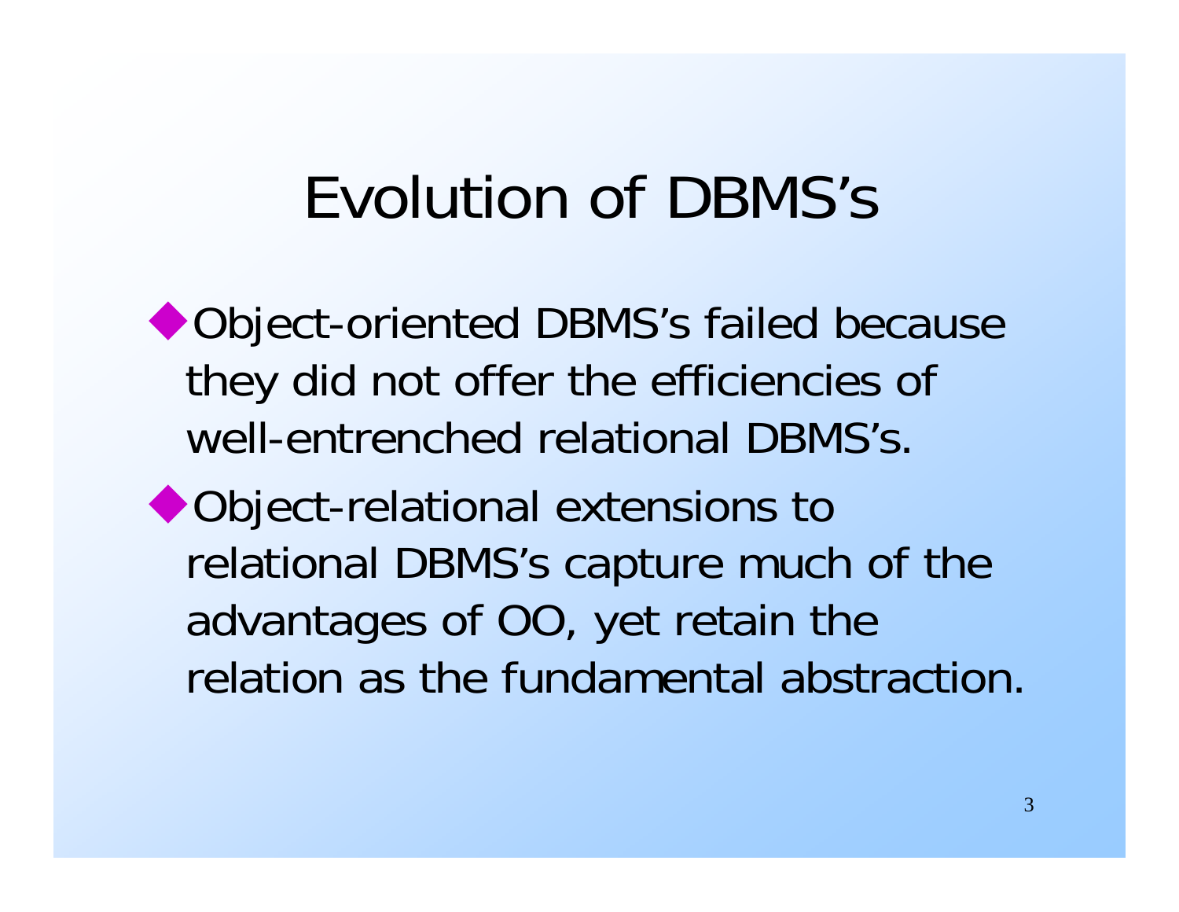# Evolution of DBMS's

- Object-oriented DBMS's failed because they did not offer the efficiencies of well-entrenched relational DBMS's.
- Object-relational extensions to relational DBMS's capture much of the advantages of OO, yet retain the relation as the fundamental abstraction.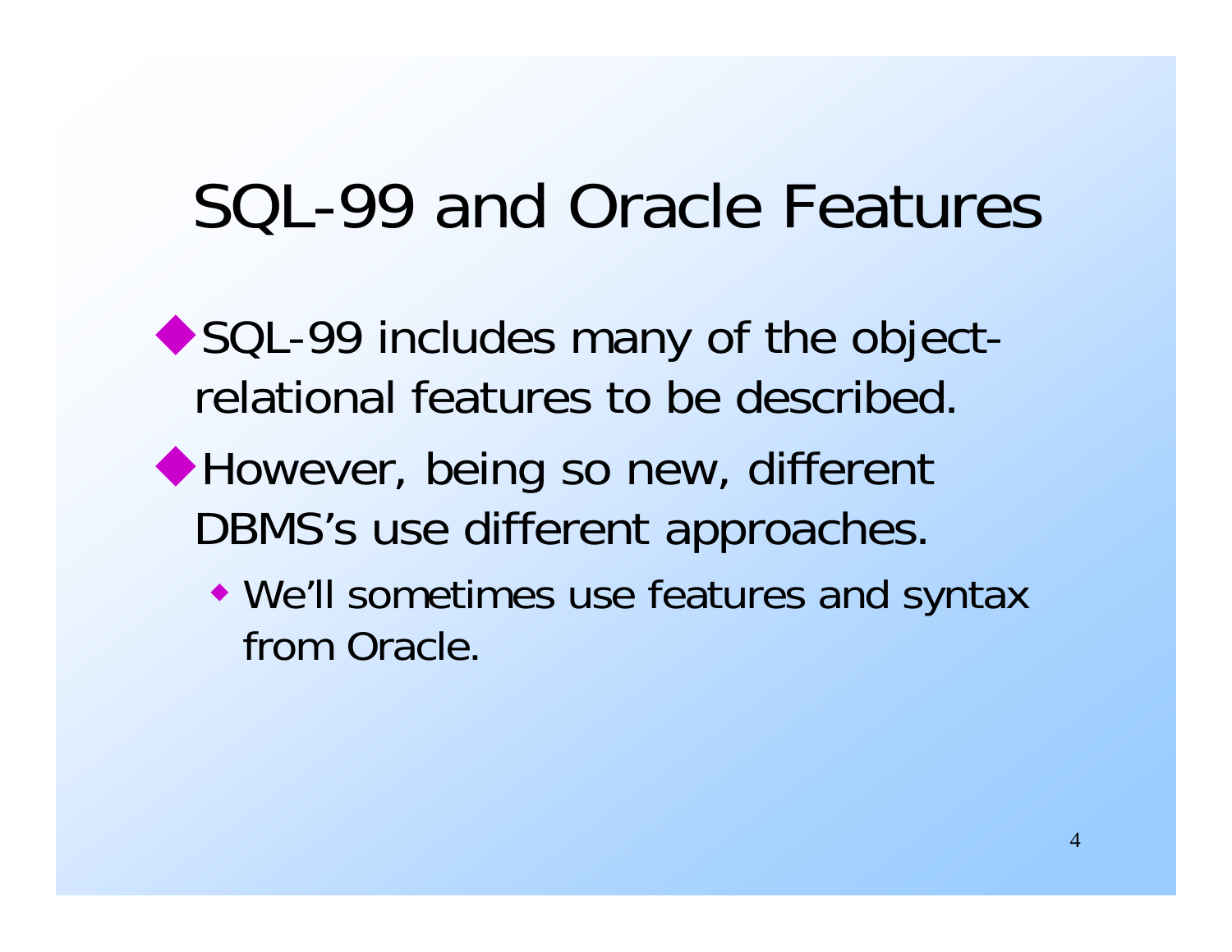# SQL-99 and Oracle Features

- SQL-99 includes many of the object-relational features to be described.
- However, being so new, different DBMS's use different approaches.
  - We'll sometimes use features and syntax from Oracle.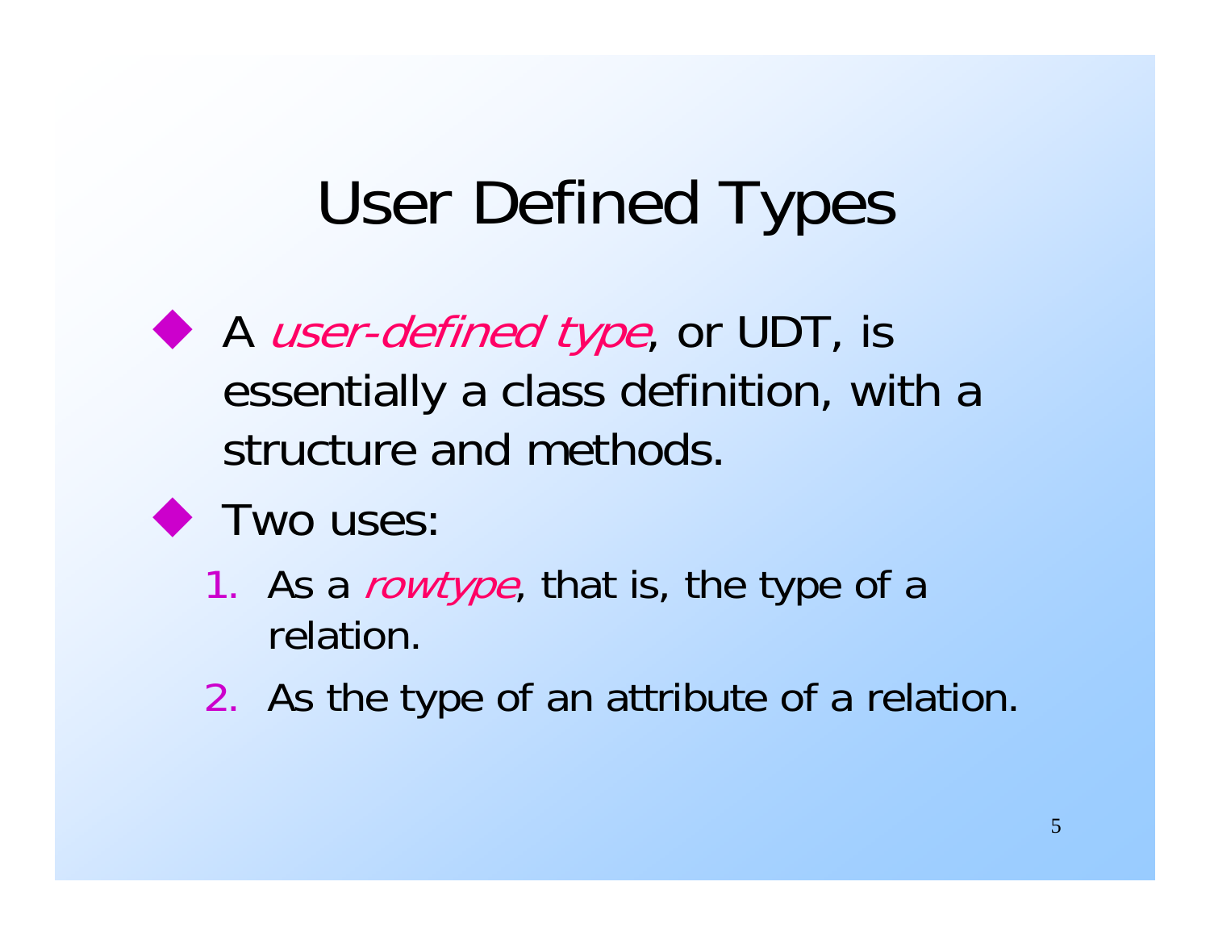# User Defined Types

- A *user-defined type*, or UDT, is essentially a class definition, with a structure and methods.
- Two uses:
  1. As a *rowtype*, that is, the type of a relation.
  2. As the type of an attribute of a relation.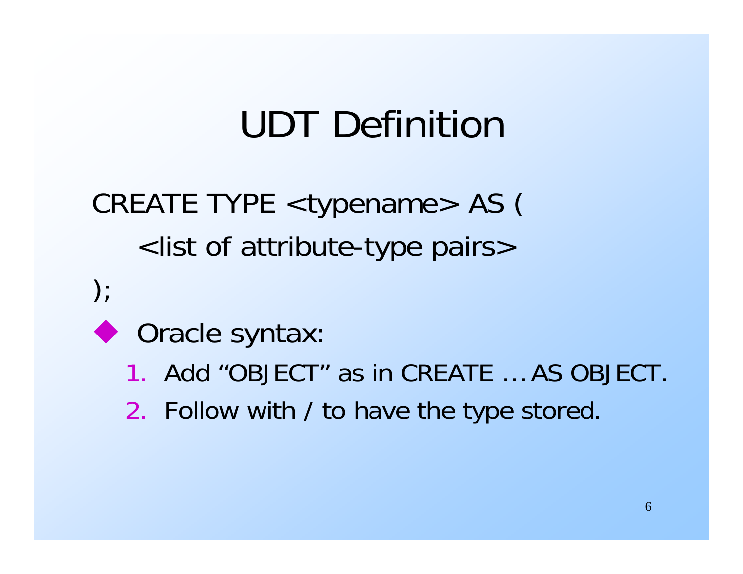# UDT Definition

```
CREATE TYPE <typename> AS (
    <list of attribute-type pairs>
);
```

- Oracle syntax:
  1. Add "OBJECT" as in CREATE … AS OBJECT.
  2. Follow with / to have the type stored.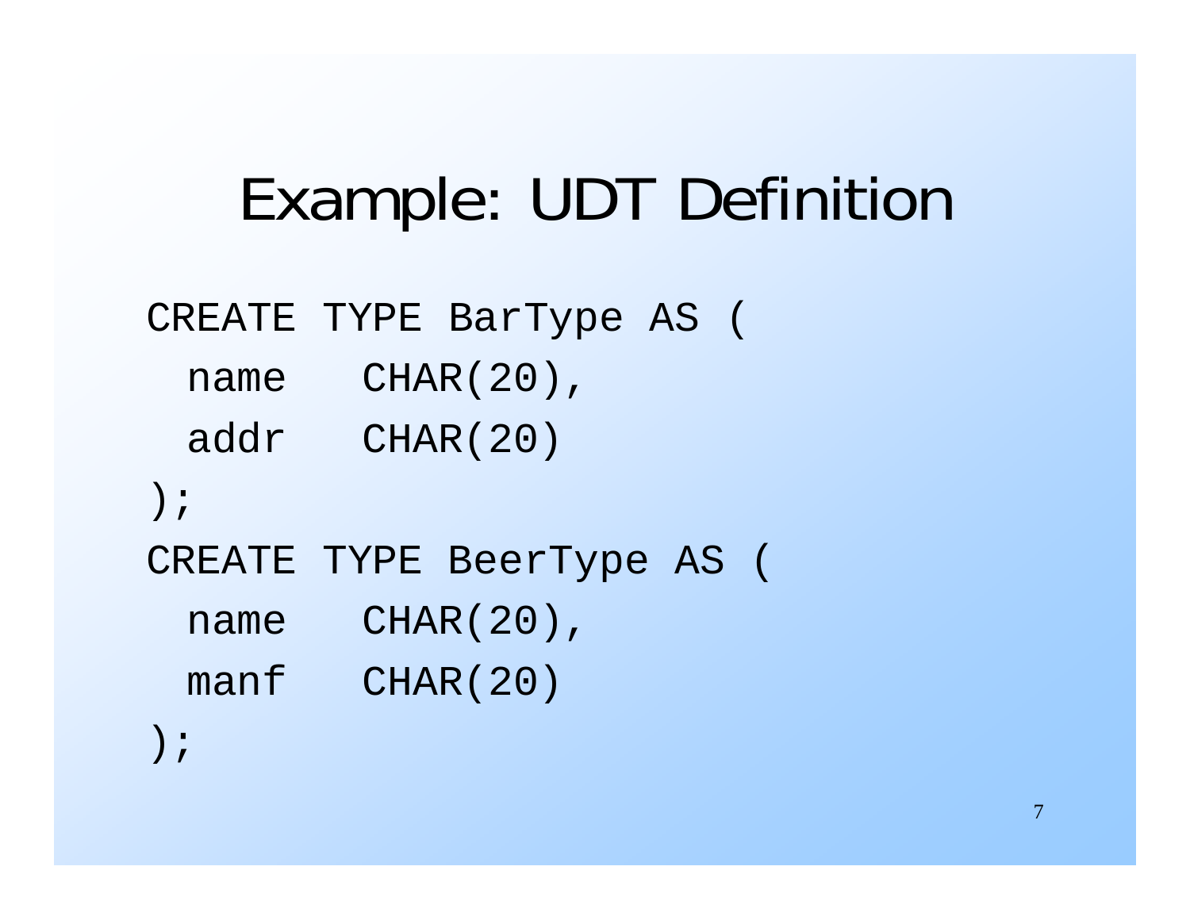# Example: UDT Definition

```
CREATE TYPE BarType AS (
  name   CHAR(20),
  addr   CHAR(20)
);
CREATE TYPE BeerType AS (
  name   CHAR(20),
  manf   CHAR(20)
);
```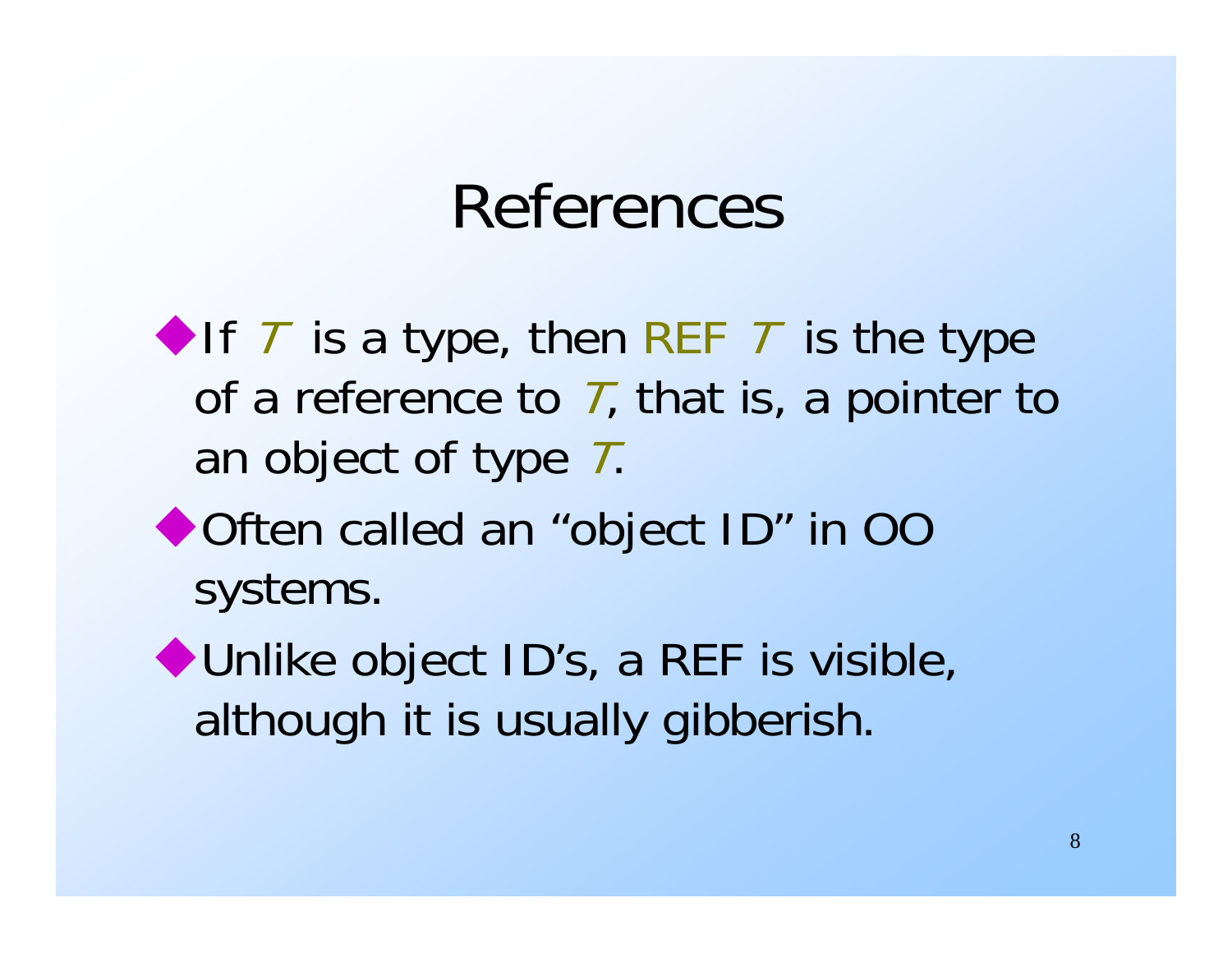# References

- If *T* is a type, then REF *T* is the type of a reference to *T*, that is, a pointer to an object of type *T*.
- Often called an "object ID" in OO systems.
- Unlike object ID's, a REF is visible, although it is usually gibberish.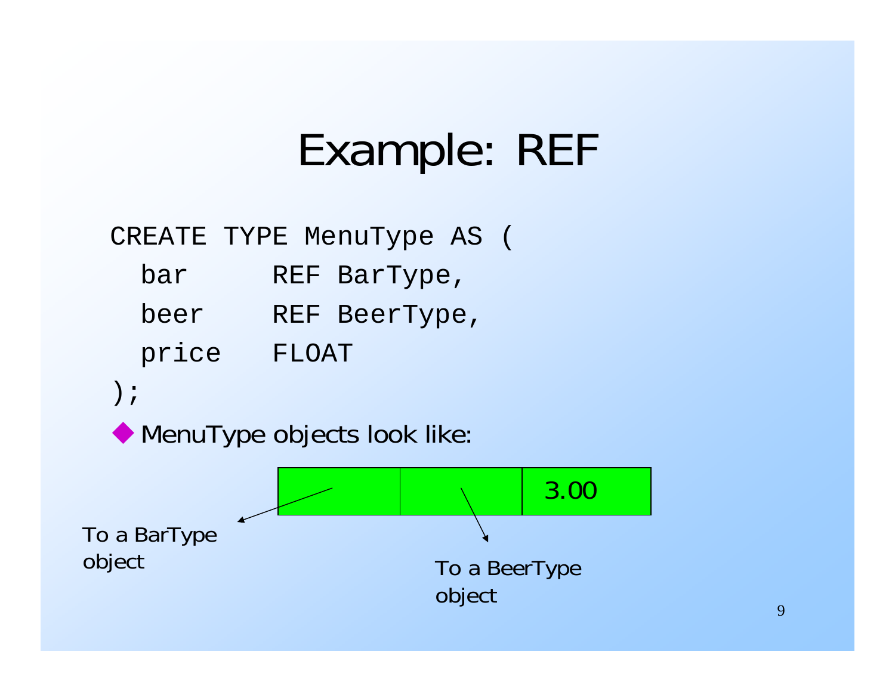# Example: REF

```
CREATE TYPE MenuType AS (
  bar      REF BarType,
  beer     REF BeerType,
  price    FLOAT
);
```

- MenuType objects look like:

| | | 3.00 |
|---|---|---|

To a BarType object

To a BeerType object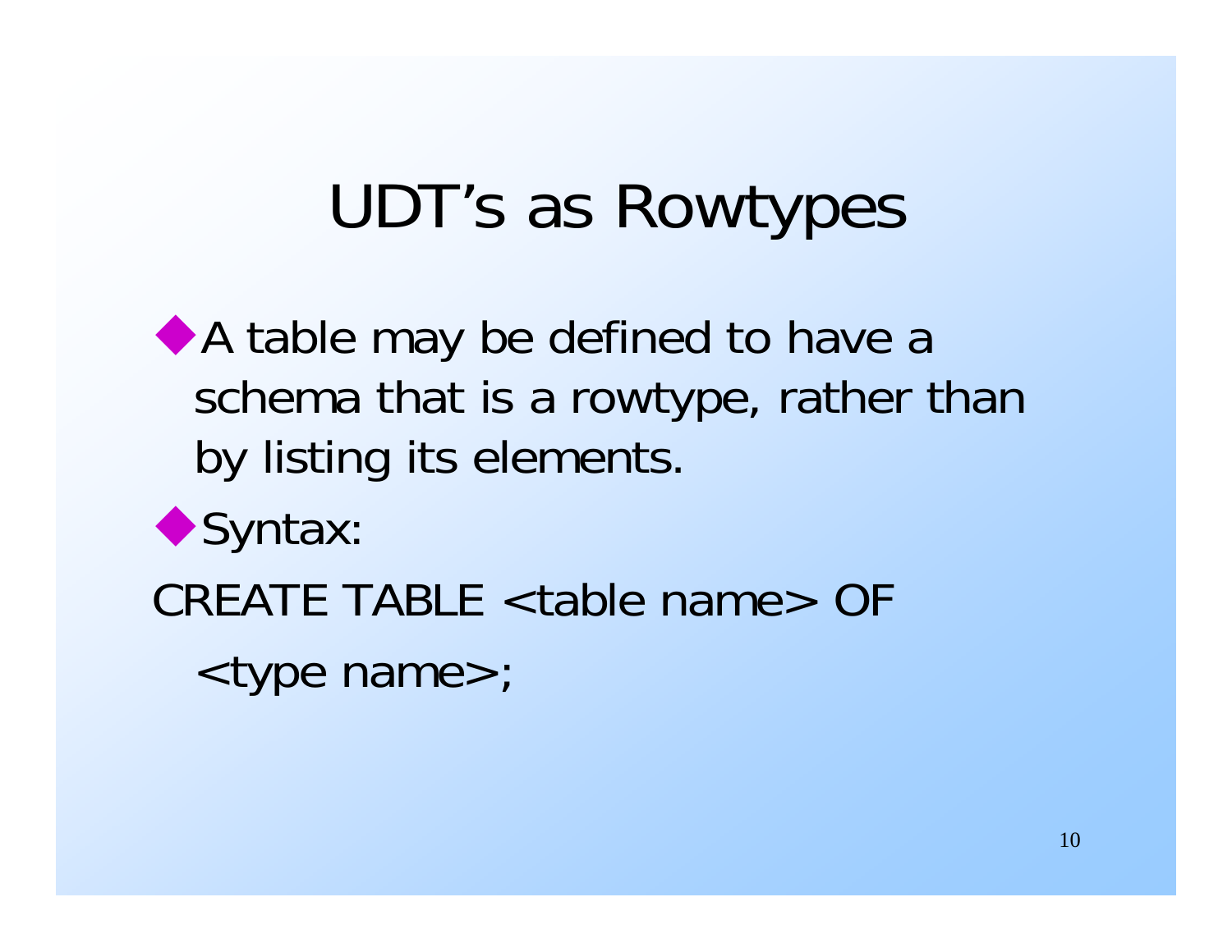# UDT's as Rowtypes

- A table may be defined to have a schema that is a rowtype, rather than by listing its elements.
- Syntax:

```
CREATE TABLE <table name> OF
  <type name>;
```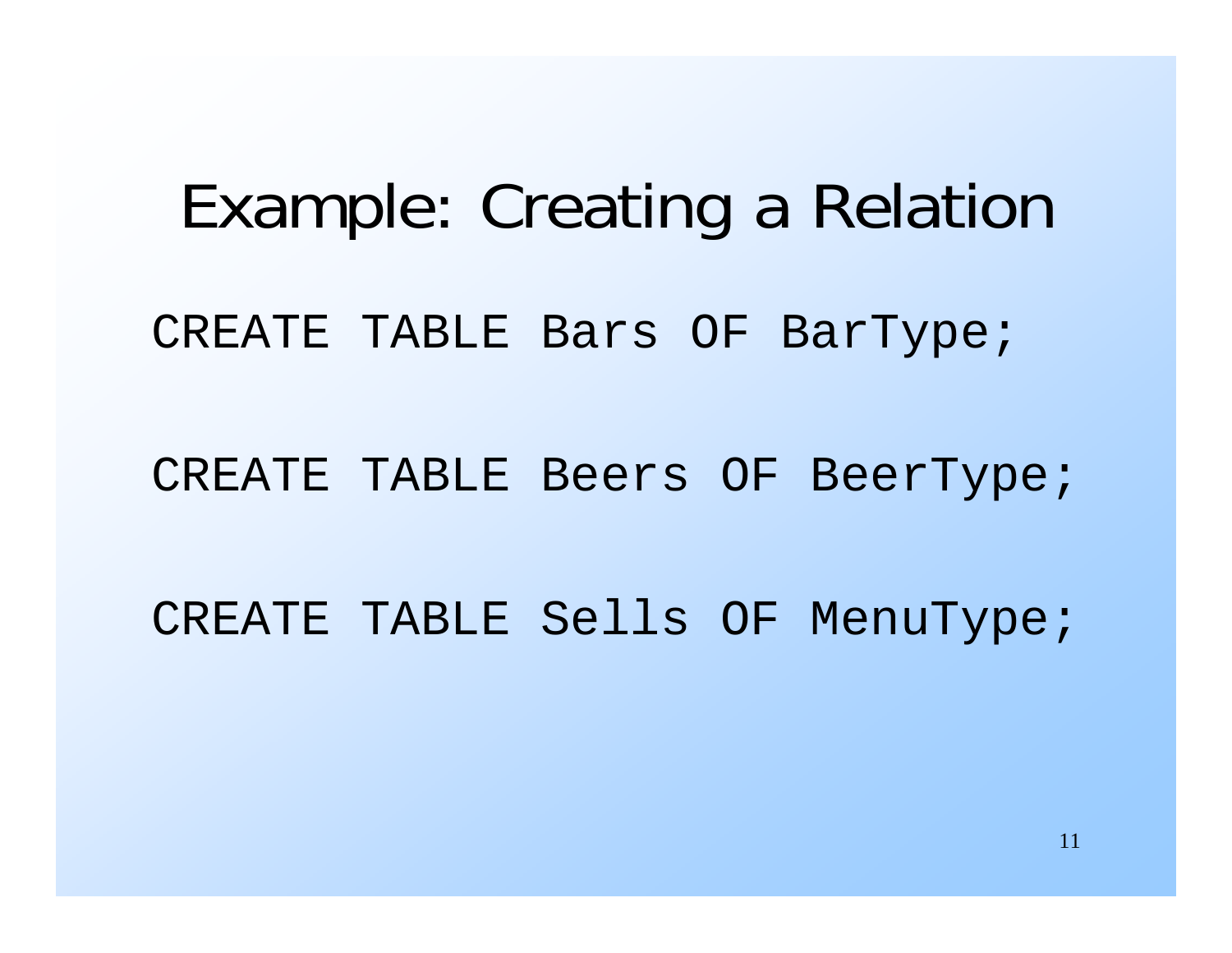# Example: Creating a Relation

```
CREATE TABLE Bars OF BarType;

CREATE TABLE Beers OF BeerType;

CREATE TABLE Sells OF MenuType;
```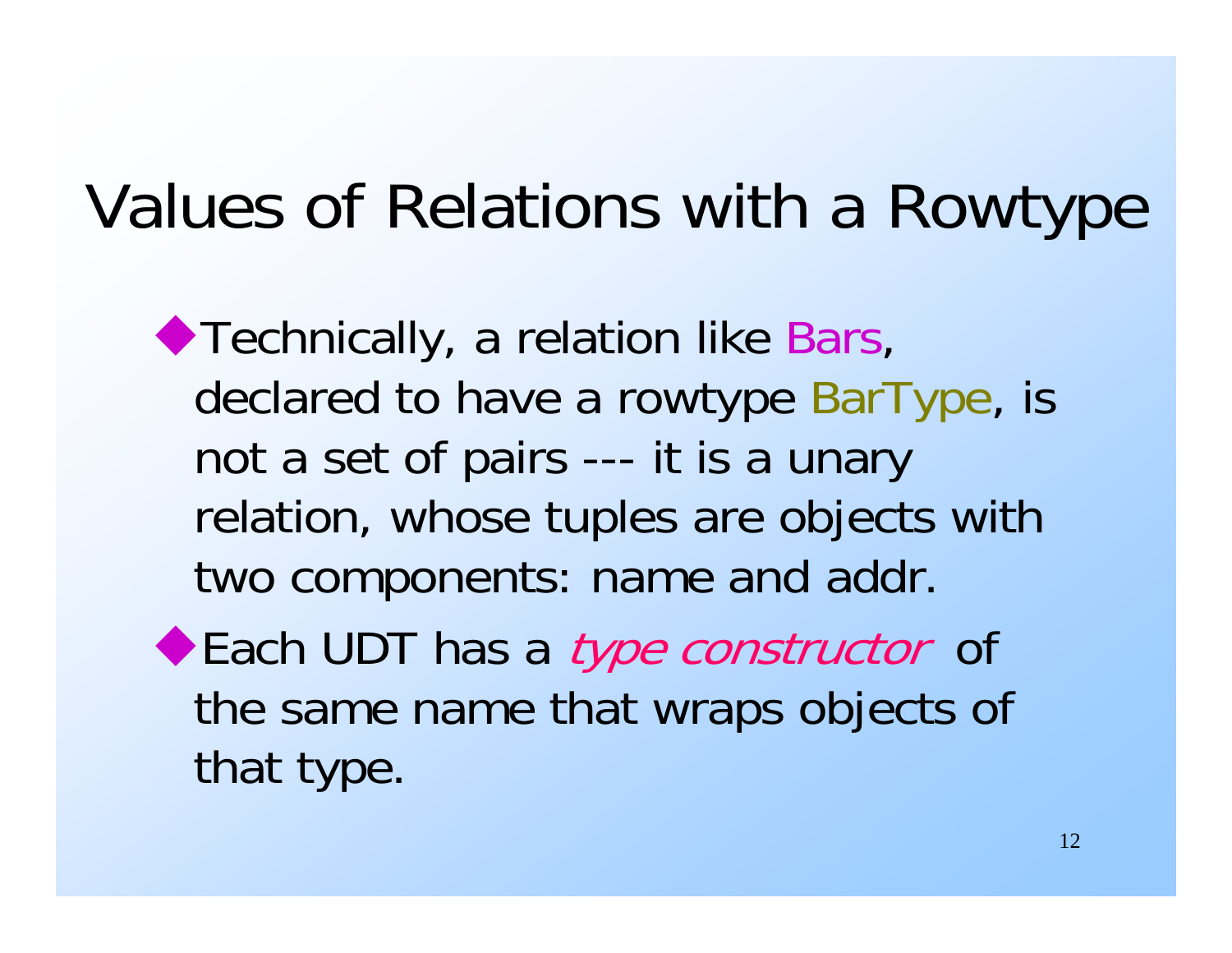# Values of Relations with a Rowtype

- Technically, a relation like Bars, declared to have a rowtype BarType, is not a set of pairs --- it is a unary relation, whose tuples are objects with two components: name and addr.
- Each UDT has a *type constructor* of the same name that wraps objects of that type.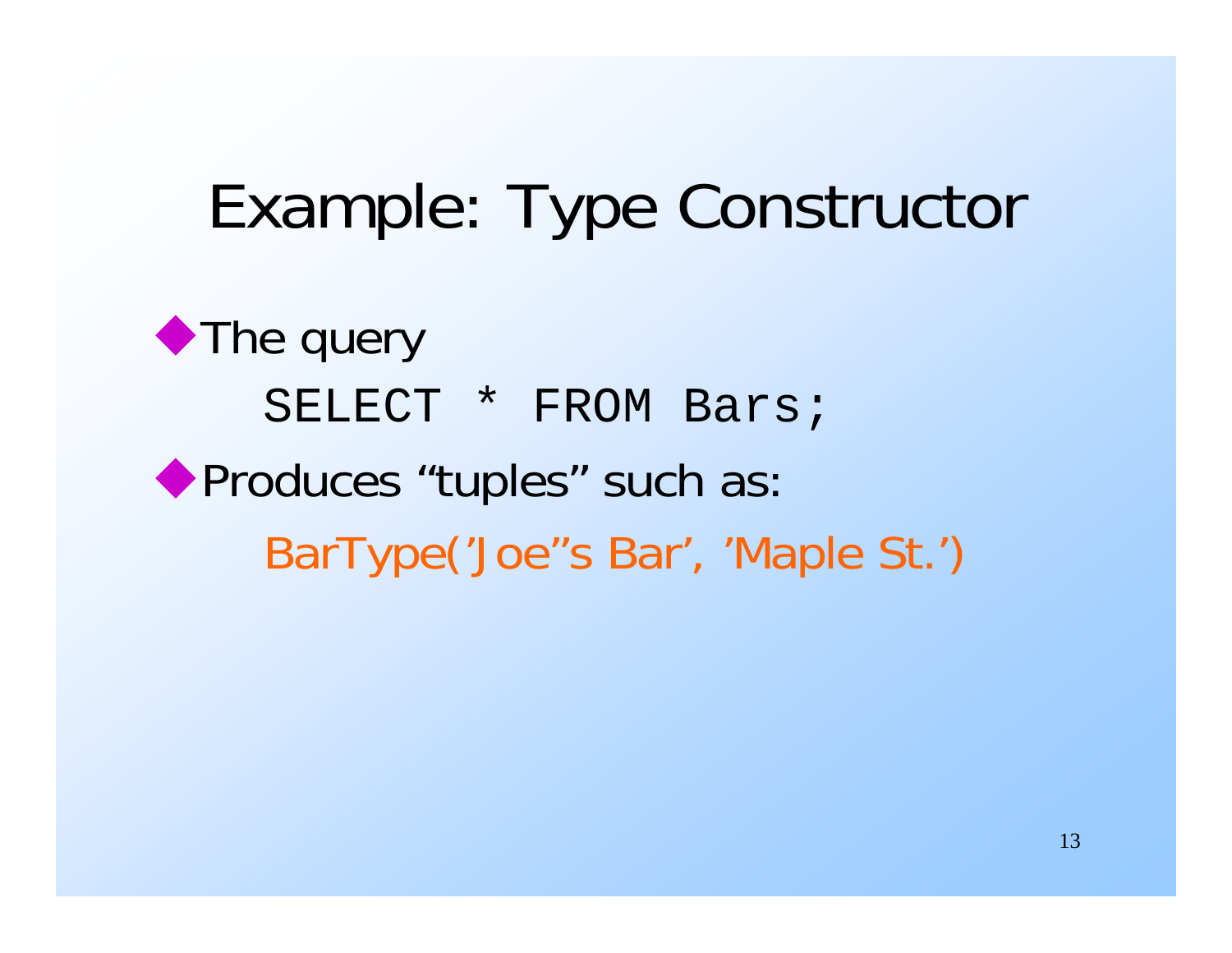# Example: Type Constructor

- The query

```
SELECT * FROM Bars;
```

- Produces "tuples" such as:

  BarType('Joe''s Bar', 'Maple St.')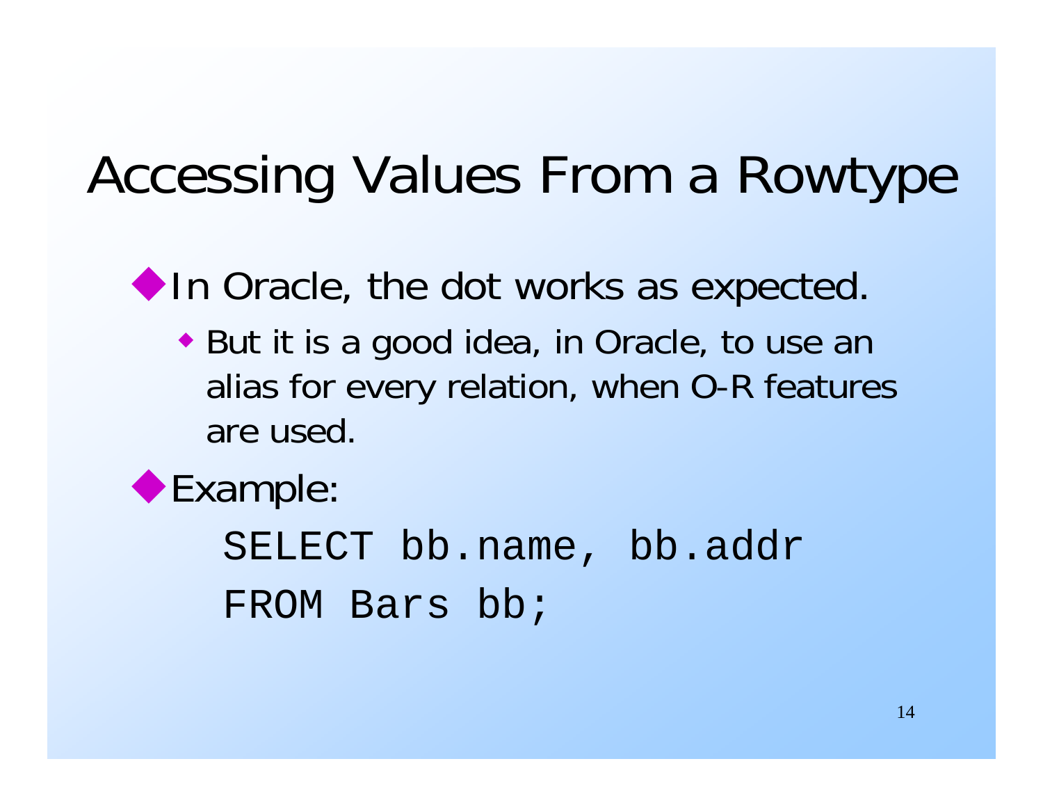# Accessing Values From a Rowtype

- In Oracle, the dot works as expected.
  - But it is a good idea, in Oracle, to use an alias for every relation, when O-R features are used.
- Example:

```
SELECT bb.name, bb.addr
FROM Bars bb;
```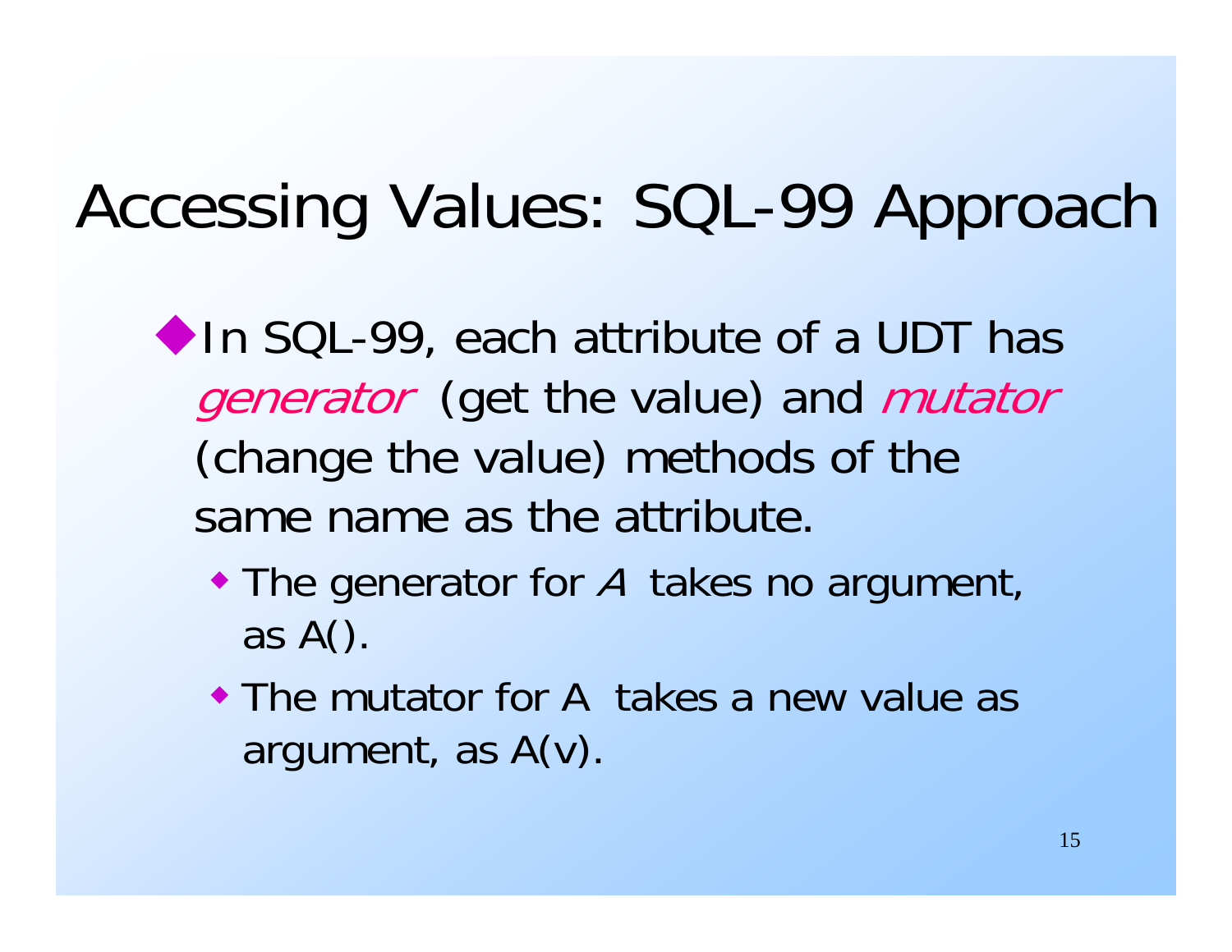# Accessing Values: SQL-99 Approach

- In SQL-99, each attribute of a UDT has *generator* (get the value) and *mutator* (change the value) methods of the same name as the attribute.
  - The generator for *A* takes no argument, as A().
  - The mutator for A takes a new value as argument, as A(v).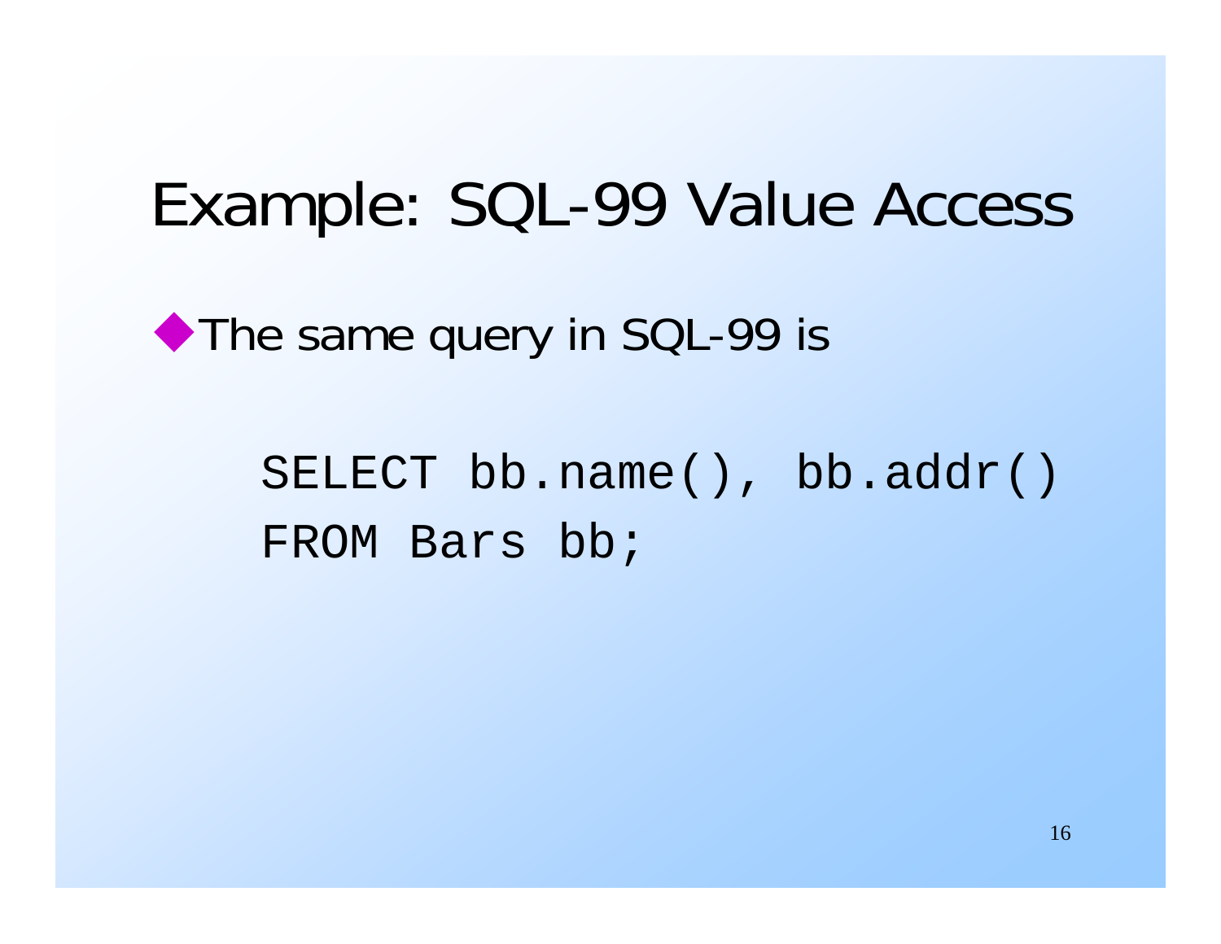# Example: SQL-99 Value Access

- The same query in SQL-99 is

```
SELECT bb.name(), bb.addr()
FROM Bars bb;
```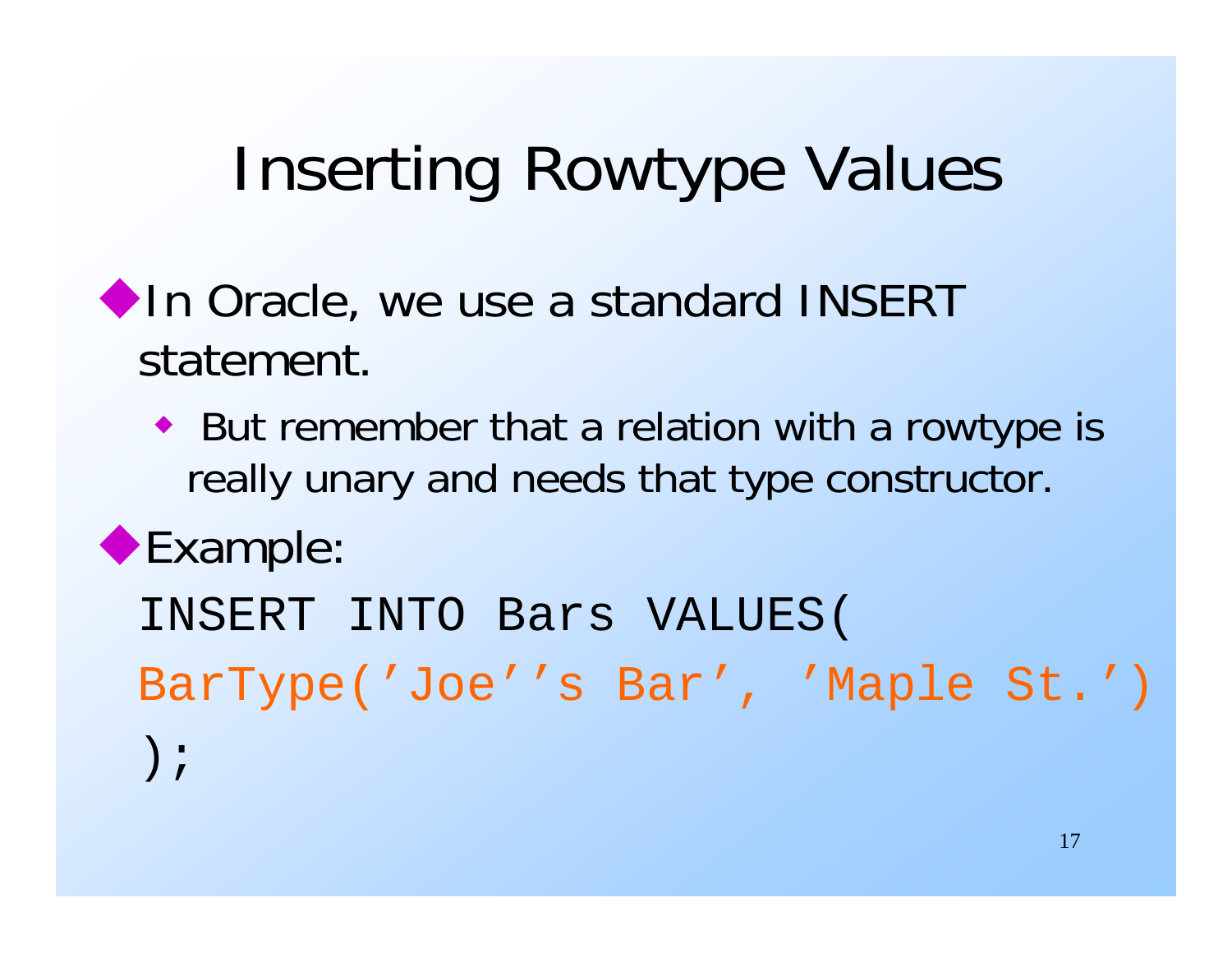# Inserting Rowtype Values

- In Oracle, we use a standard INSERT statement.
  - But remember that a relation with a rowtype is really unary and needs that type constructor.
- Example:

```
INSERT INTO Bars VALUES(
BarType('Joe''s Bar', 'Maple St.')
);
```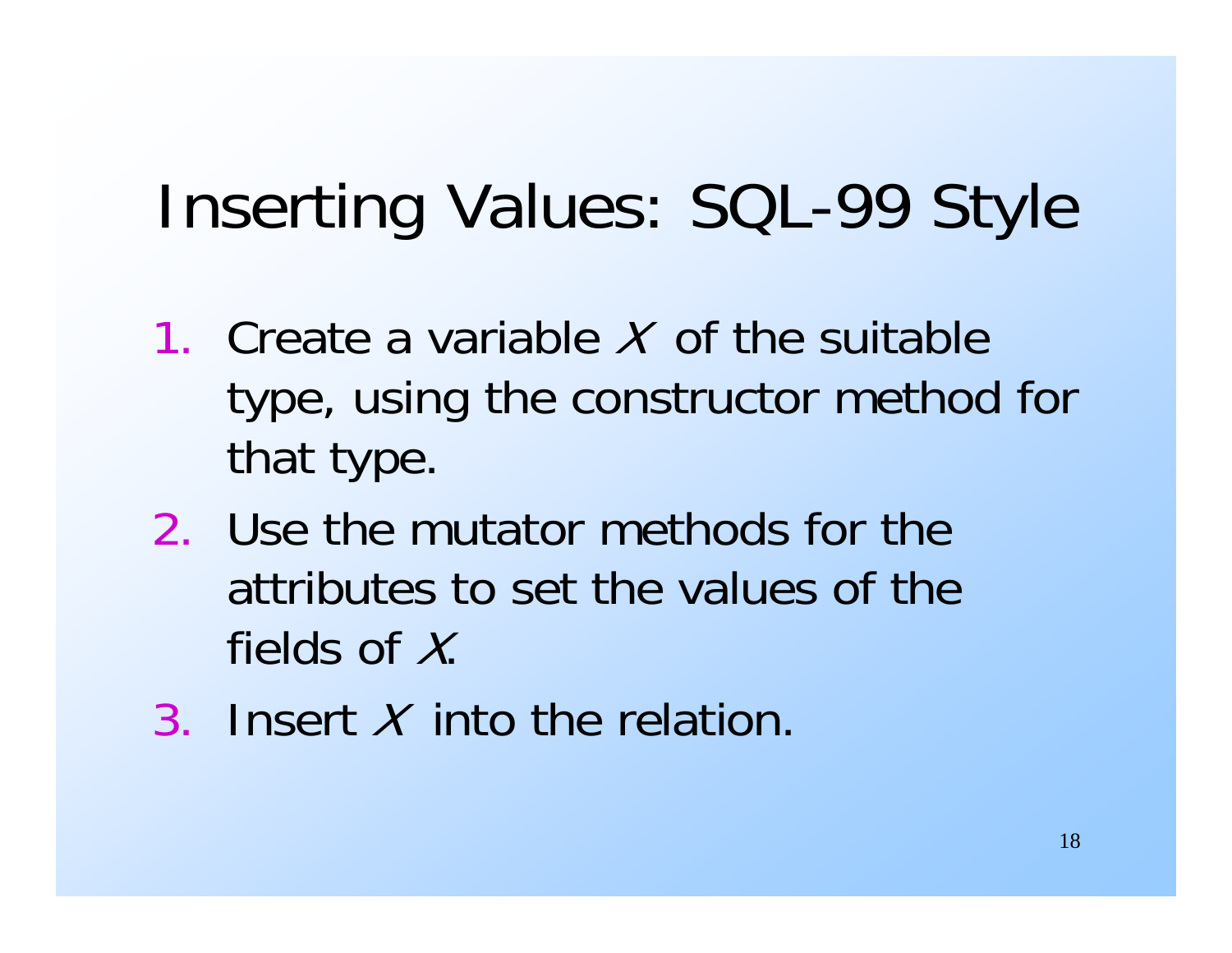# Inserting Values: SQL-99 Style

1. Create a variable *X* of the suitable type, using the constructor method for that type.
2. Use the mutator methods for the attributes to set the values of the fields of *X*.
3. Insert *X* into the relation.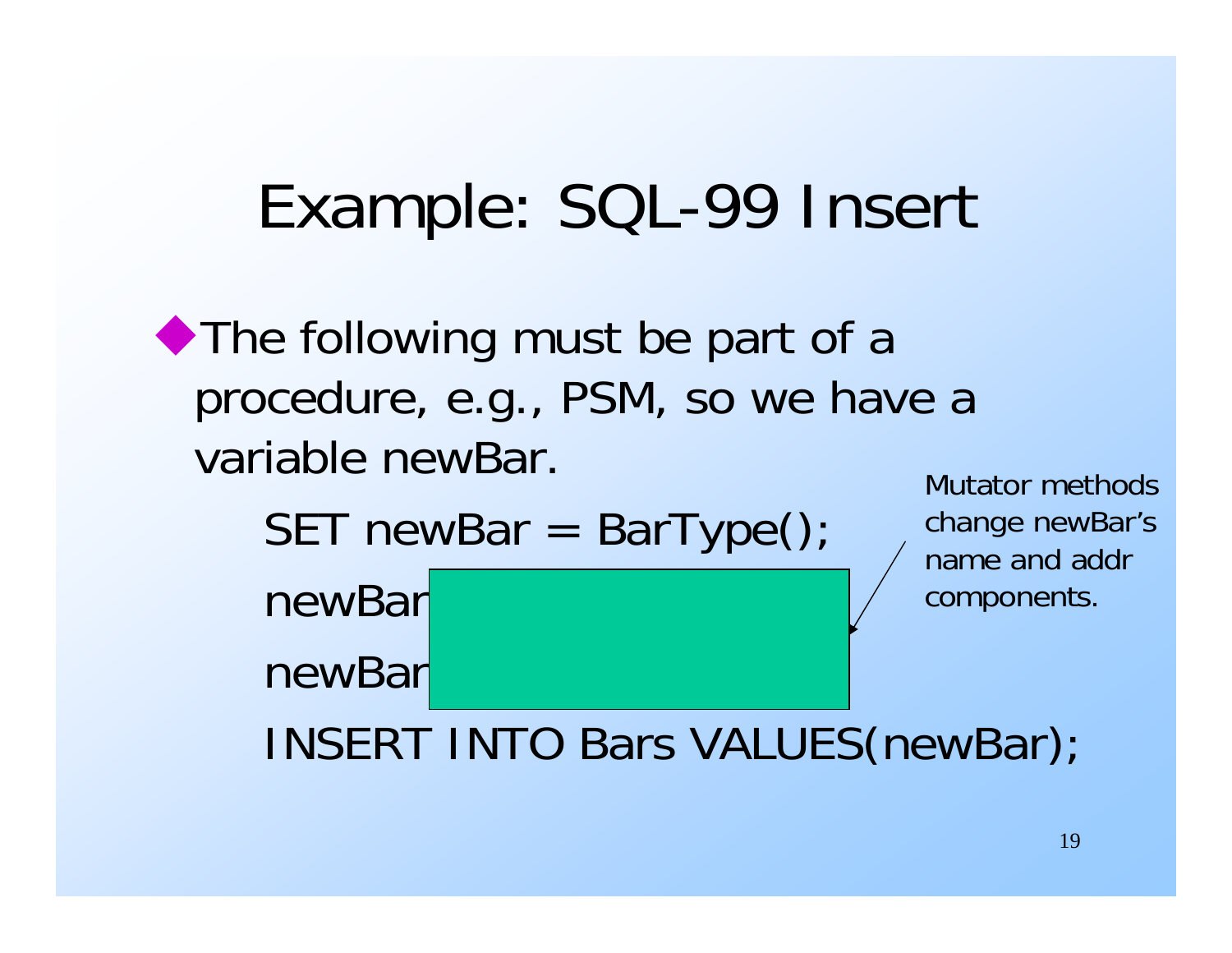# Example: SQL-99 Insert

- The following must be part of a procedure, e.g., PSM, so we have a variable newBar.

```
SET newBar = BarType();
newBar
newBar
INSERT INTO Bars VALUES(newBar);
```

Mutator methods change newBar's name and addr components.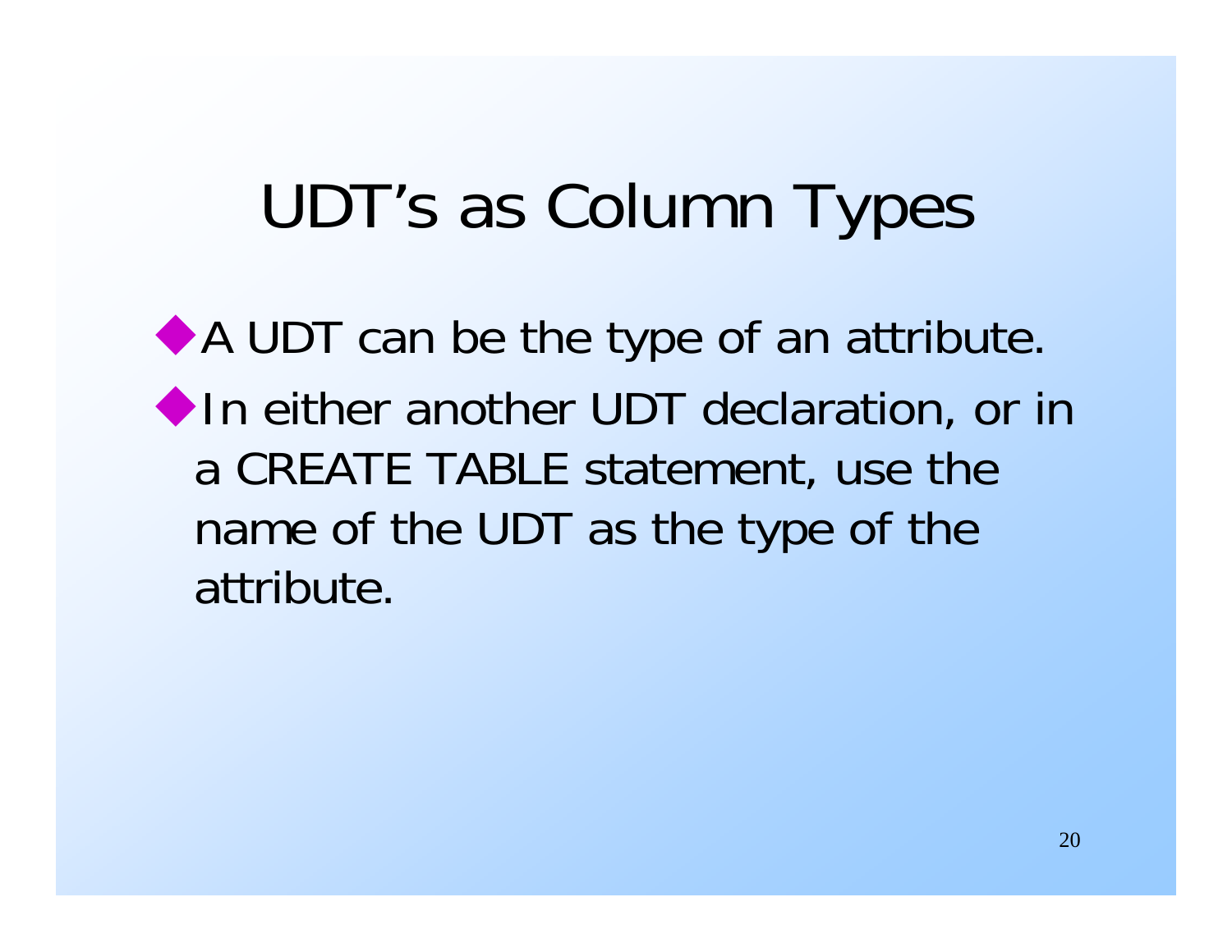# UDT's as Column Types

- A UDT can be the type of an attribute.
- In either another UDT declaration, or in a CREATE TABLE statement, use the name of the UDT as the type of the attribute.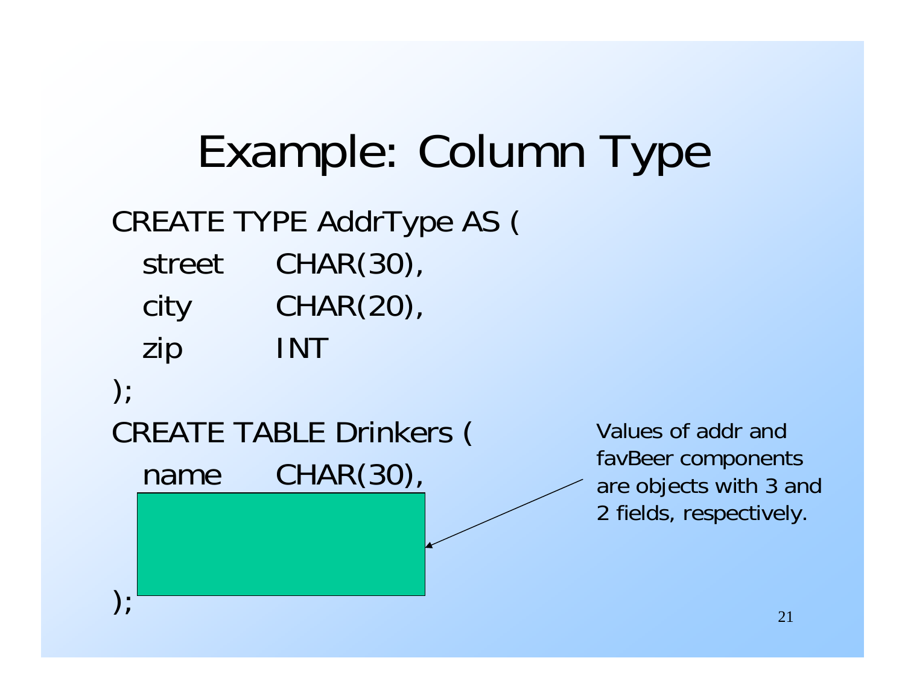# Example: Column Type

```
CREATE TYPE AddrType AS (
  street    CHAR(30),
  city      CHAR(20),
  zip       INT
);
CREATE TABLE Drinkers (
  name      CHAR(30),

);
```

Values of addr and favBeer components are objects with 3 and 2 fields, respectively.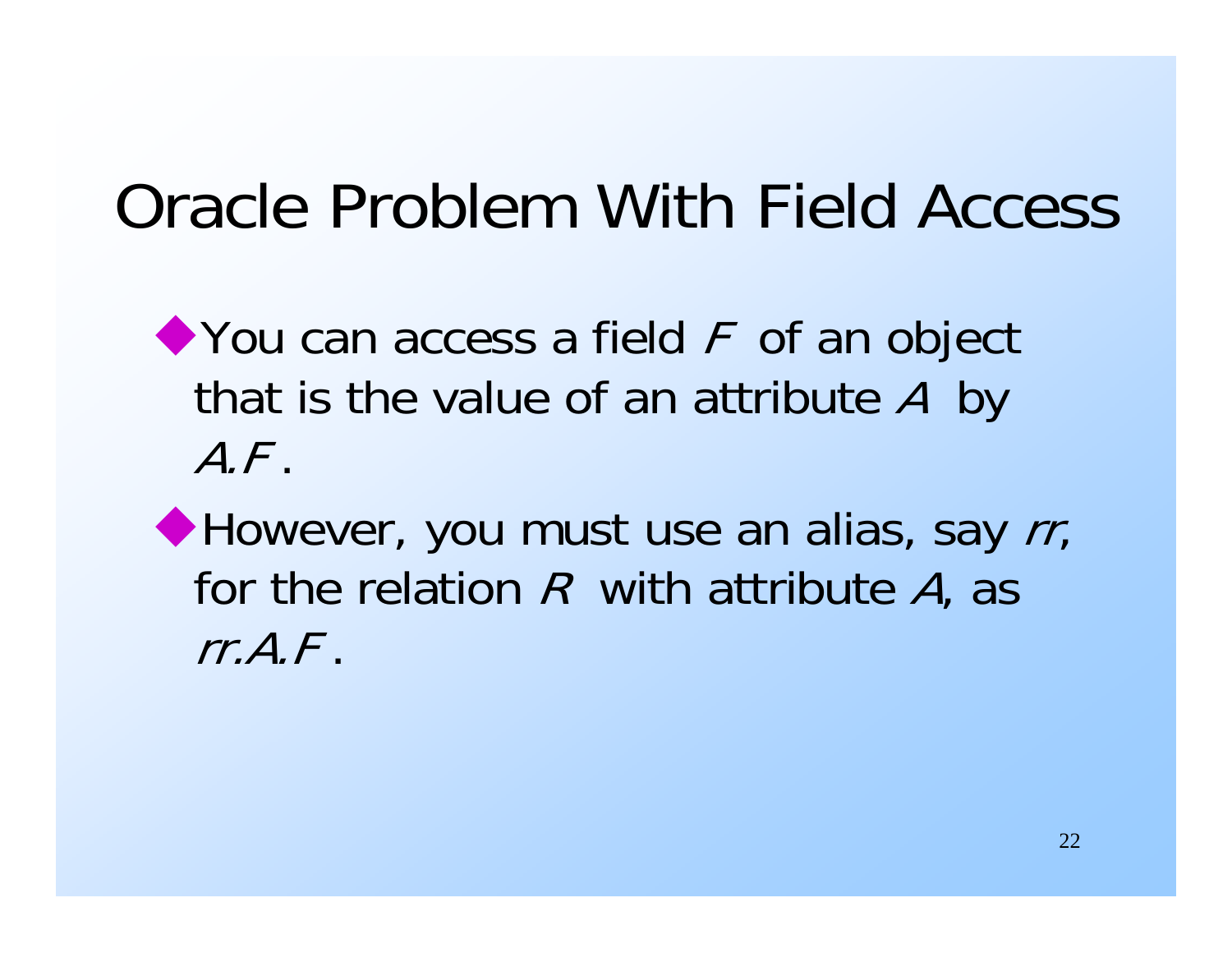# Oracle Problem With Field Access

- You can access a field *F* of an object that is the value of an attribute *A* by *A.F* .
- However, you must use an alias, say *rr*, for the relation *R* with attribute *A*, as *rr.A.F* .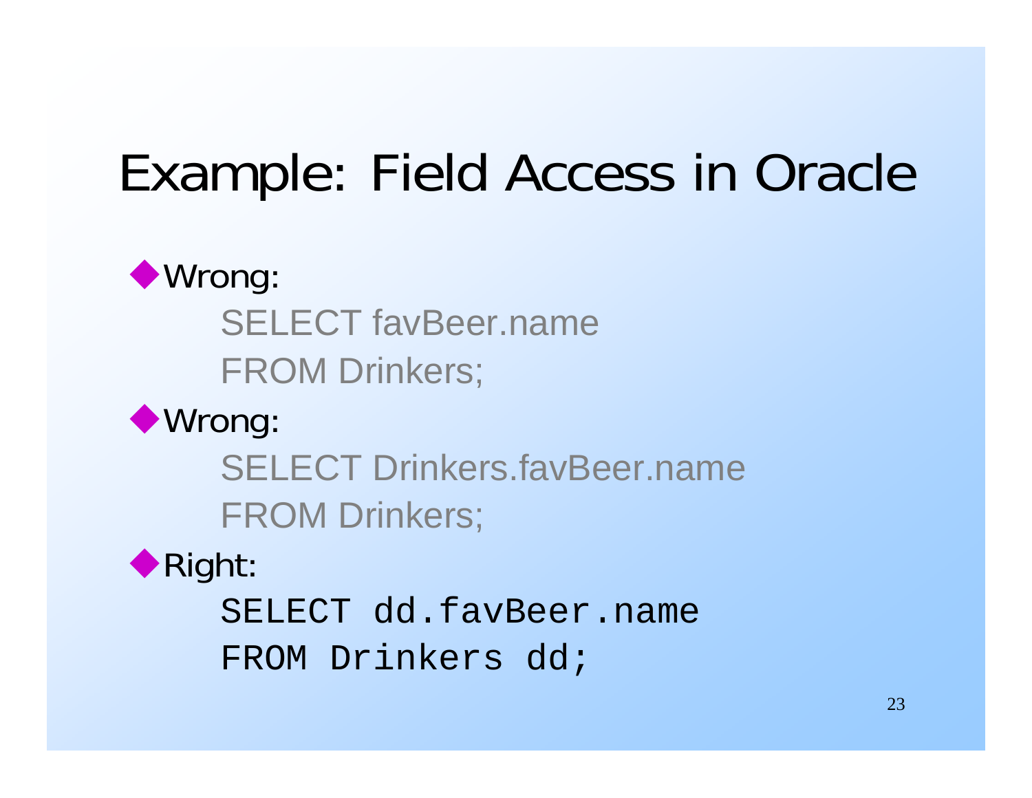# Example: Field Access in Oracle

- Wrong:

```
SELECT favBeer.name
FROM Drinkers;
```

- Wrong:

```
SELECT Drinkers.favBeer.name
FROM Drinkers;
```

- Right:

```
SELECT dd.favBeer.name
FROM Drinkers dd;
```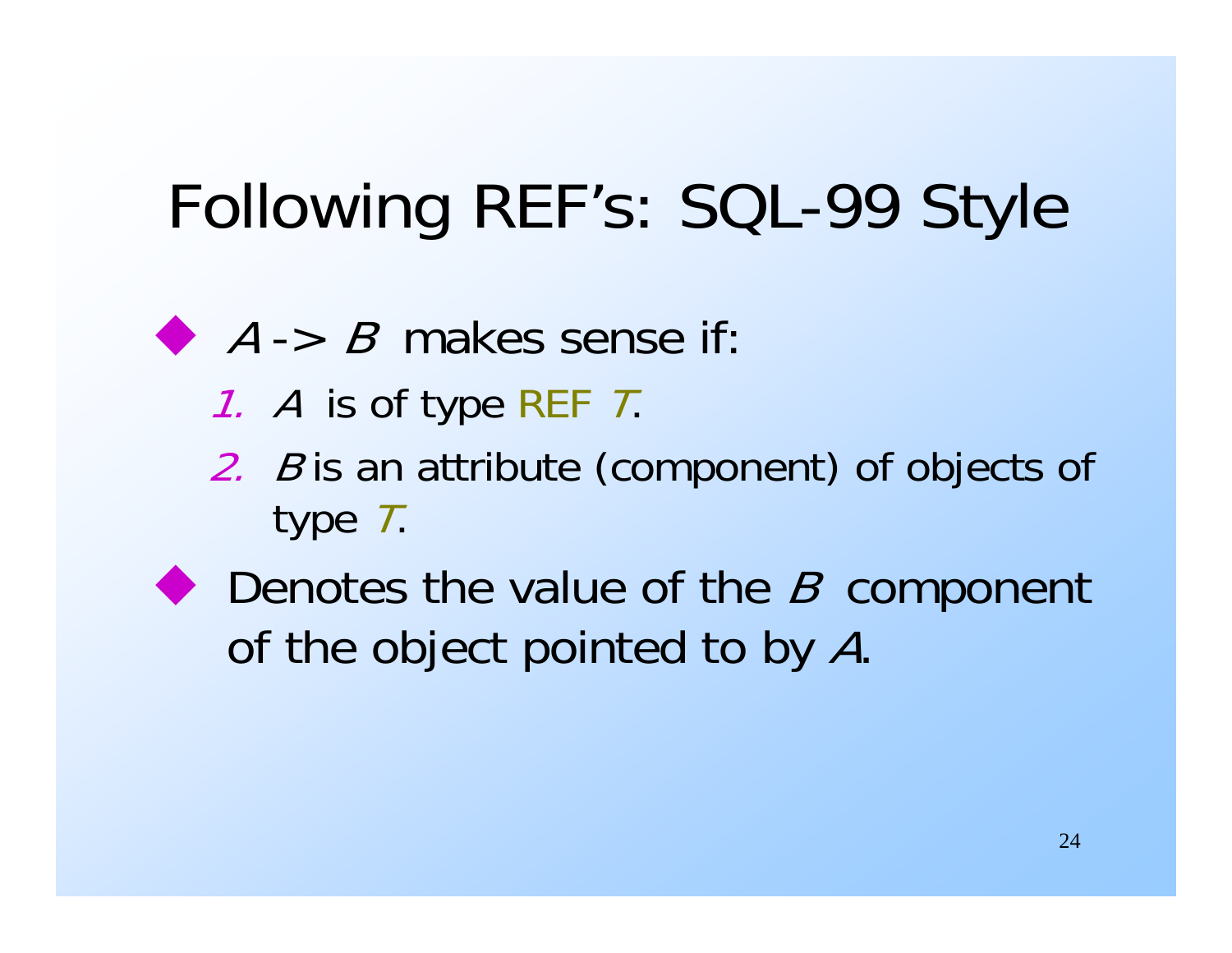# Following REF's: SQL-99 Style

- *A* -> *B* makes sense if:
  1. *A* is of type REF *T*.
  2. *B* is an attribute (component) of objects of type *T*.
- Denotes the value of the *B* component of the object pointed to by *A*.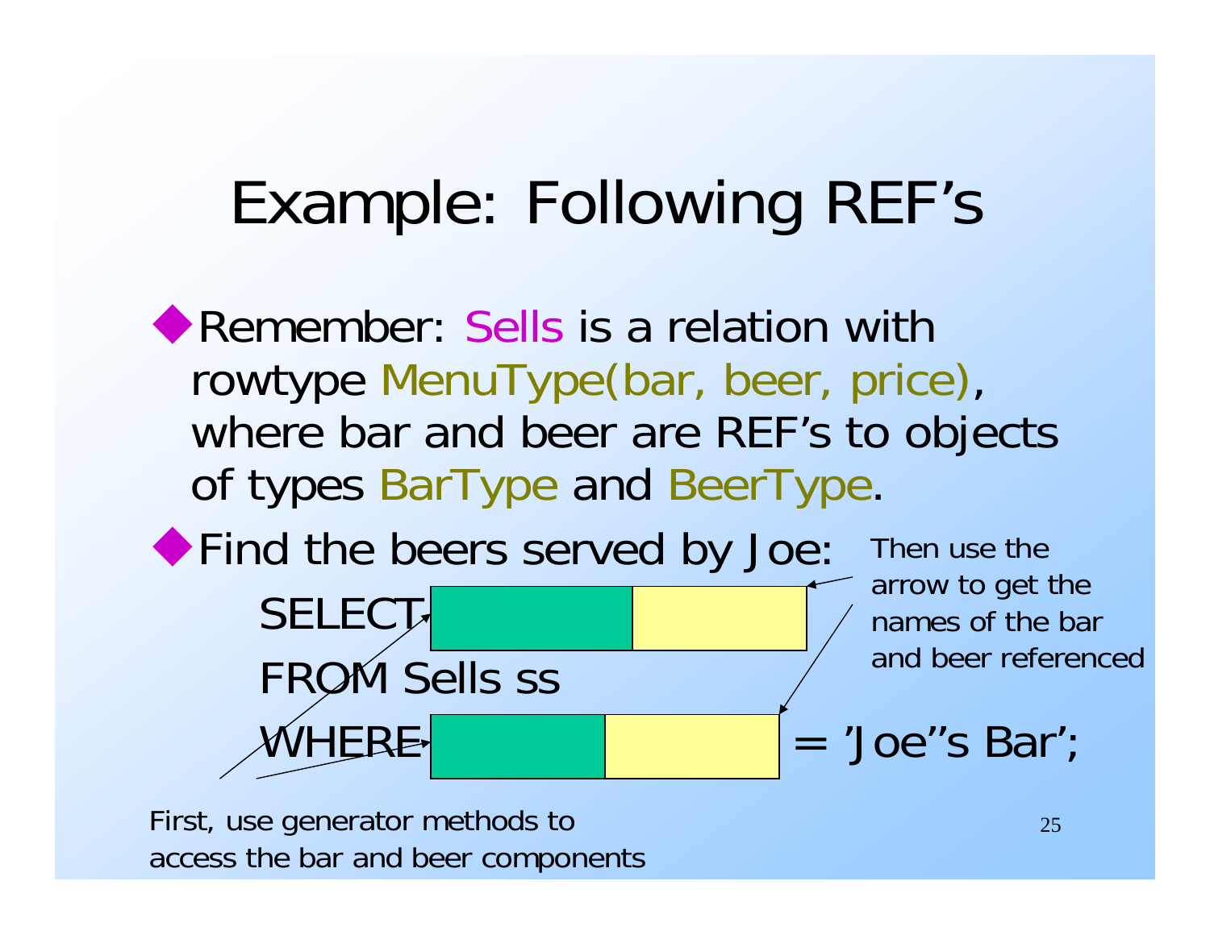# Example: Following REF's

- Remember: Sells is a relation with rowtype MenuType(bar, beer, price), where bar and beer are REF's to objects of types BarType and BeerType.
- Find the beers served by Joe:

```
SELECT [          |          ]
FROM Sells ss
WHERE [          |          ] = 'Joe''s Bar';
```

Then use the arrow to get the names of the bar and beer referenced

First, use generator methods to access the bar and beer components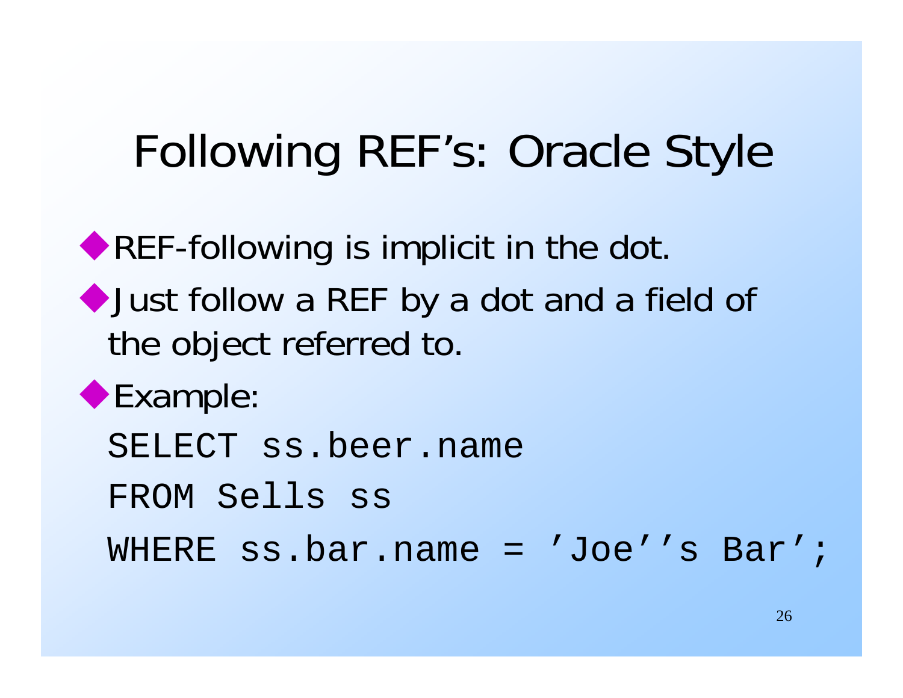# Following REF's: Oracle Style

- REF-following is implicit in the dot.
- Just follow a REF by a dot and a field of the object referred to.
- Example:

```
SELECT ss.beer.name
FROM Sells ss
WHERE ss.bar.name = 'Joe''s Bar';
```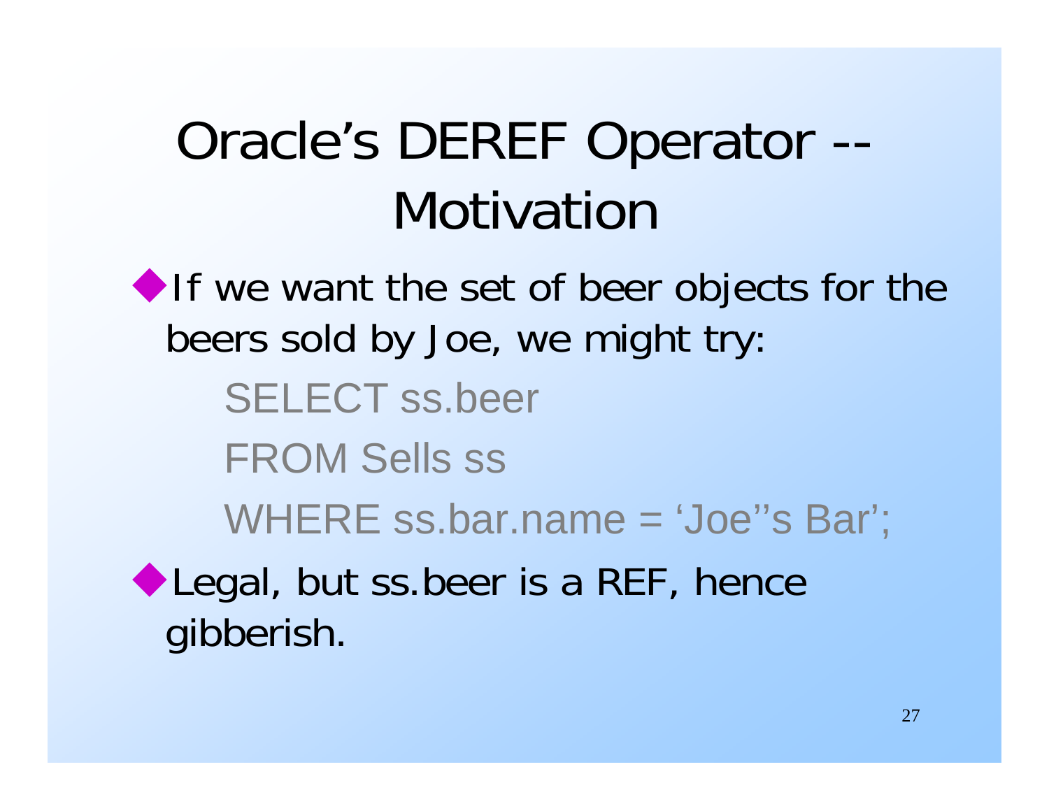# Oracle's DEREF Operator -- Motivation

- If we want the set of beer objects for the beers sold by Joe, we might try:

```
SELECT ss.beer
FROM Sells ss
WHERE ss.bar.name = 'Joe''s Bar';
```

- Legal, but ss.beer is a REF, hence gibberish.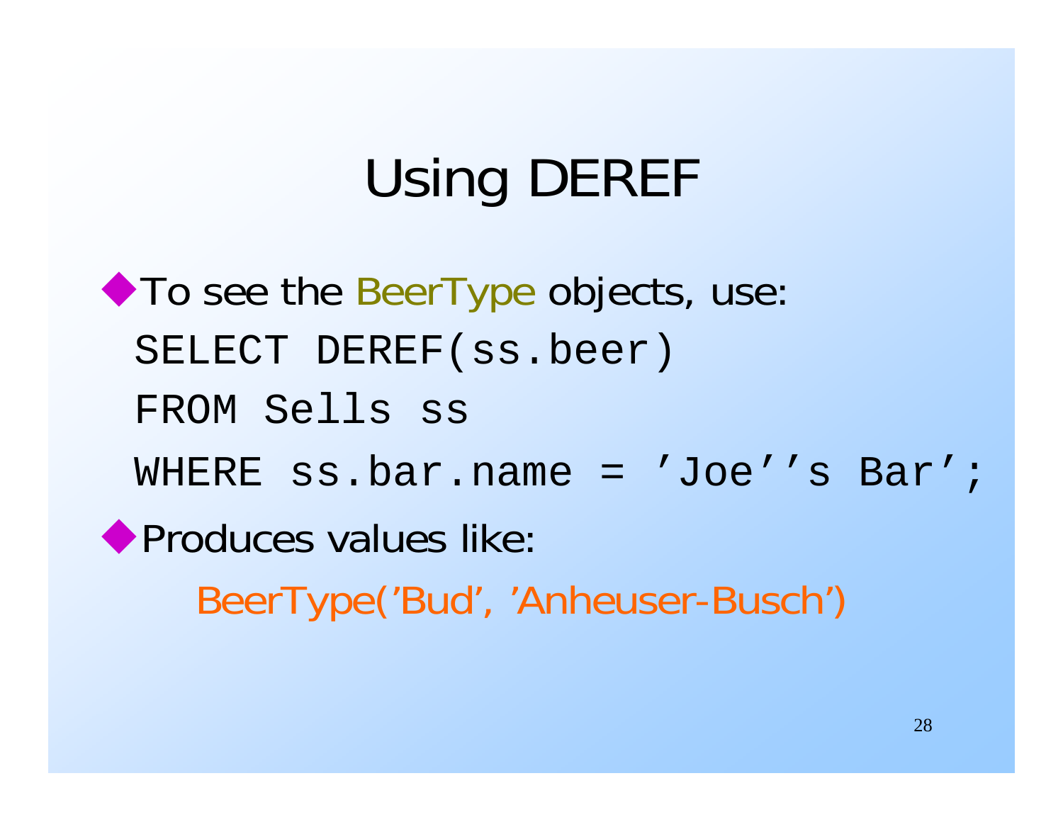# Using DEREF

- To see the BeerType objects, use:

```
SELECT DEREF(ss.beer)
FROM Sells ss
WHERE ss.bar.name = 'Joe''s Bar';
```

- Produces values like:

  BeerType('Bud', 'Anheuser-Busch')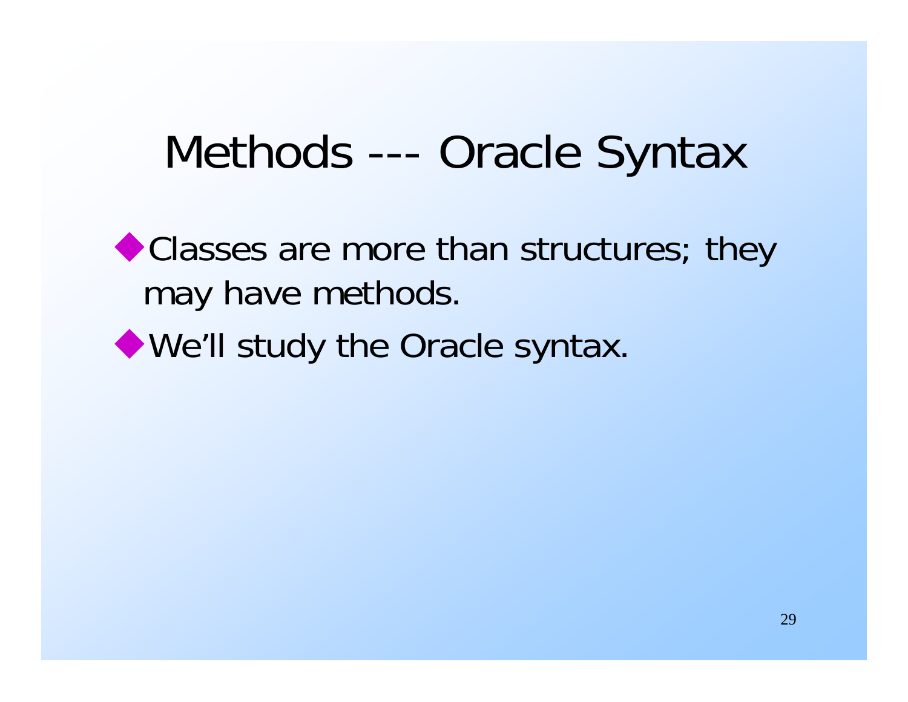# Methods --- Oracle Syntax

- Classes are more than structures; they may have methods.
- We'll study the Oracle syntax.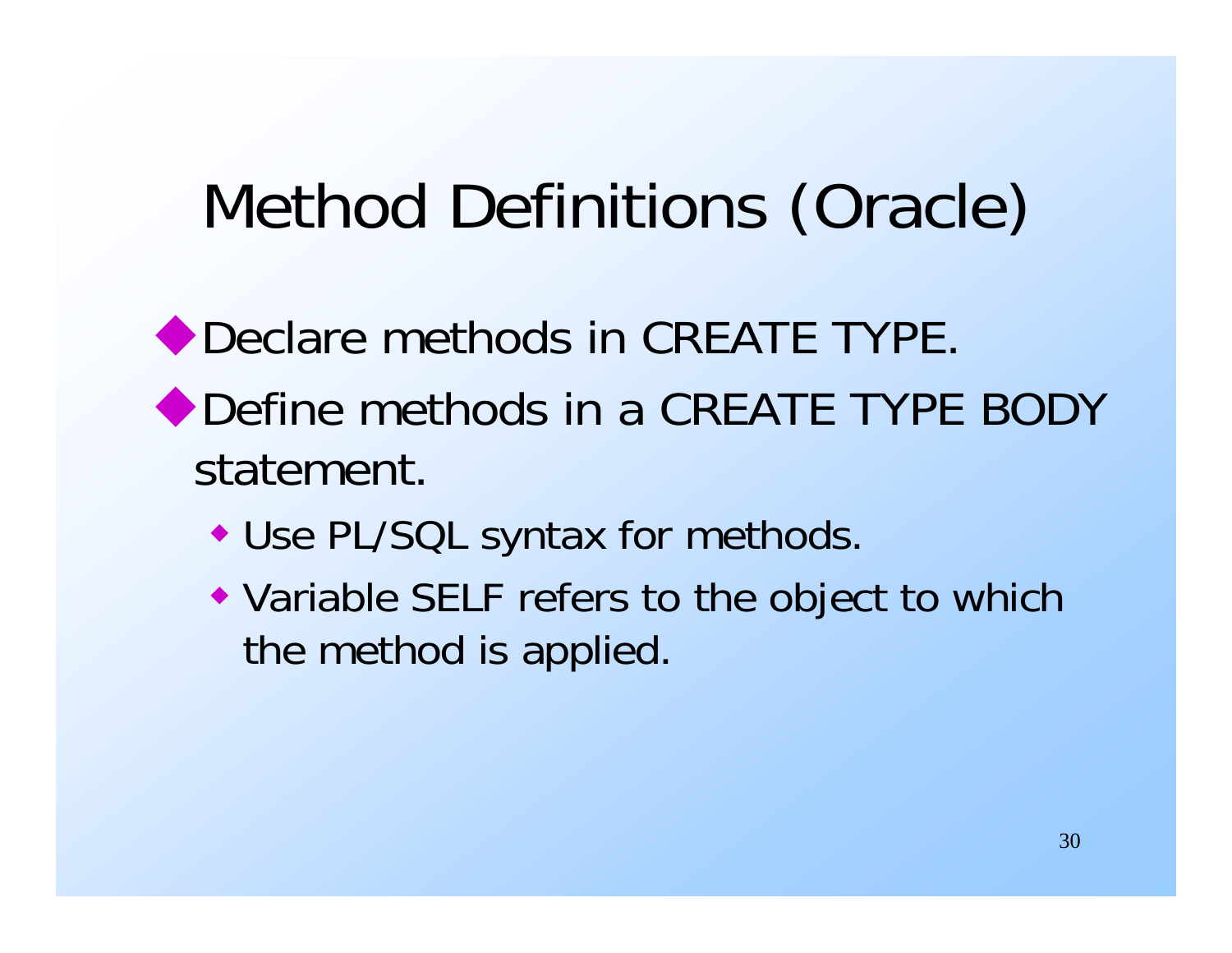# Method Definitions (Oracle)

- Declare methods in CREATE TYPE.
- Define methods in a CREATE TYPE BODY statement.
  - Use PL/SQL syntax for methods.
  - Variable SELF refers to the object to which the method is applied.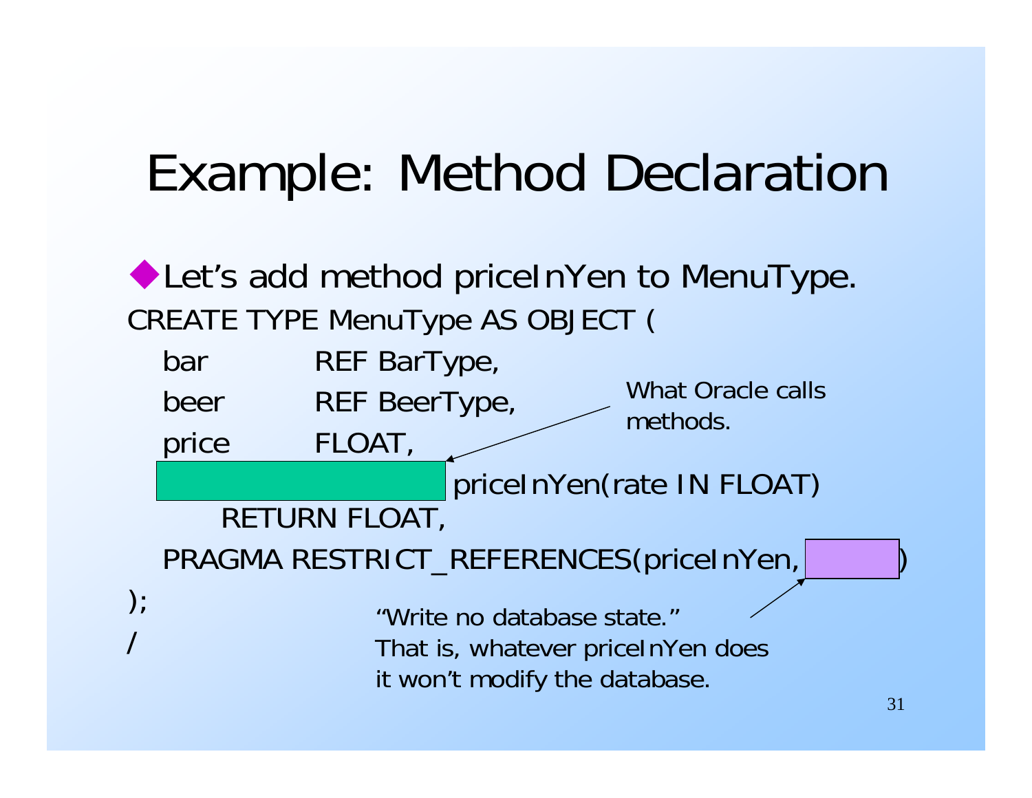# Example: Method Declaration

- Let's add method priceInYen to MenuType.

```
CREATE TYPE MenuType AS OBJECT (
  bar        REF BarType,
  beer       REF BeerType,
  price      FLOAT,
  [          ] priceInYen(rate IN FLOAT)
      RETURN FLOAT,
  PRAGMA RESTRICT_REFERENCES(priceInYen, [     ])
);
/
```

What Oracle calls methods.

"Write no database state."
That is, whatever priceInYen does it won't modify the database.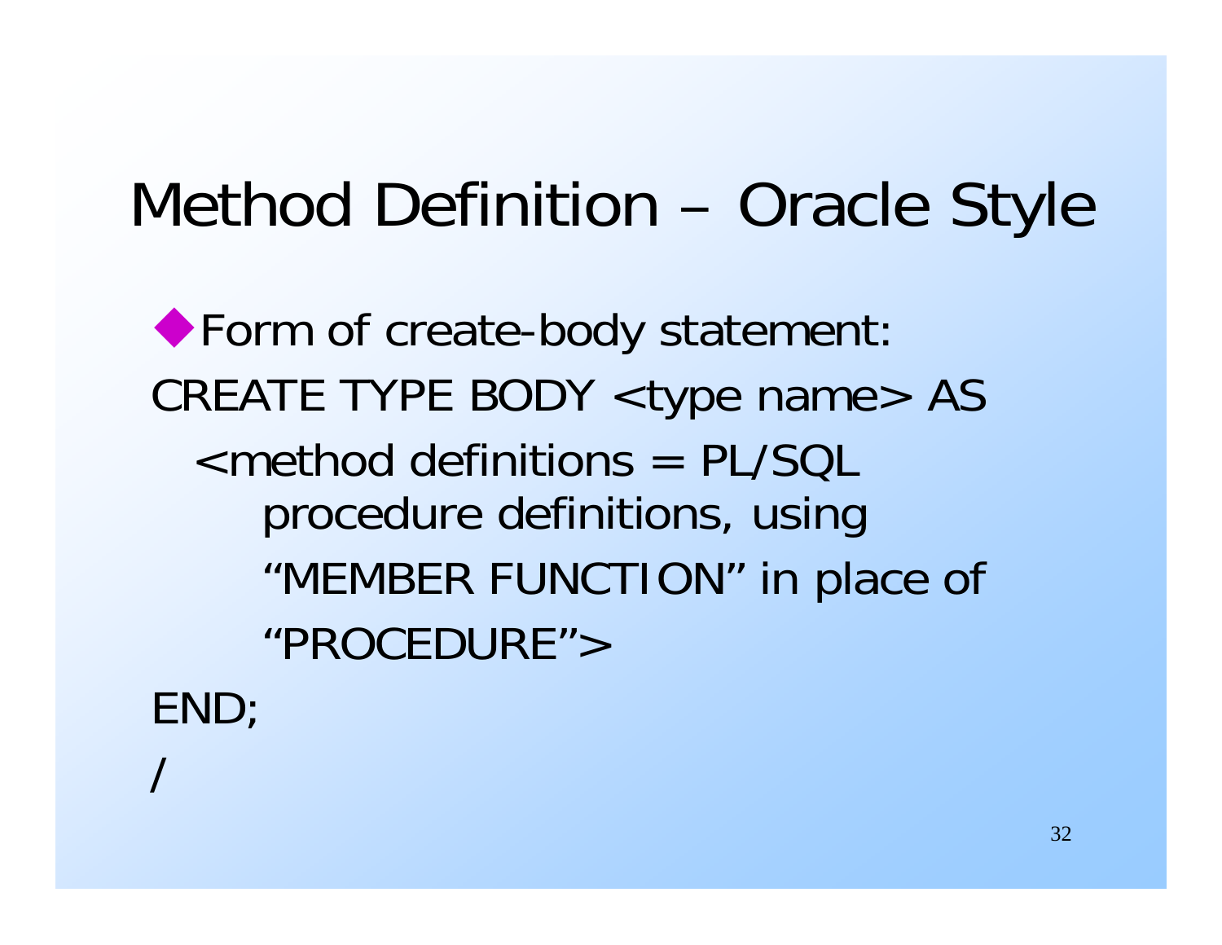# Method Definition – Oracle Style

- Form of create-body statement:

```
CREATE TYPE BODY <type name> AS
  <method definitions = PL/SQL
      procedure definitions, using
      "MEMBER FUNCTION" in place of
      "PROCEDURE">
END;
/
```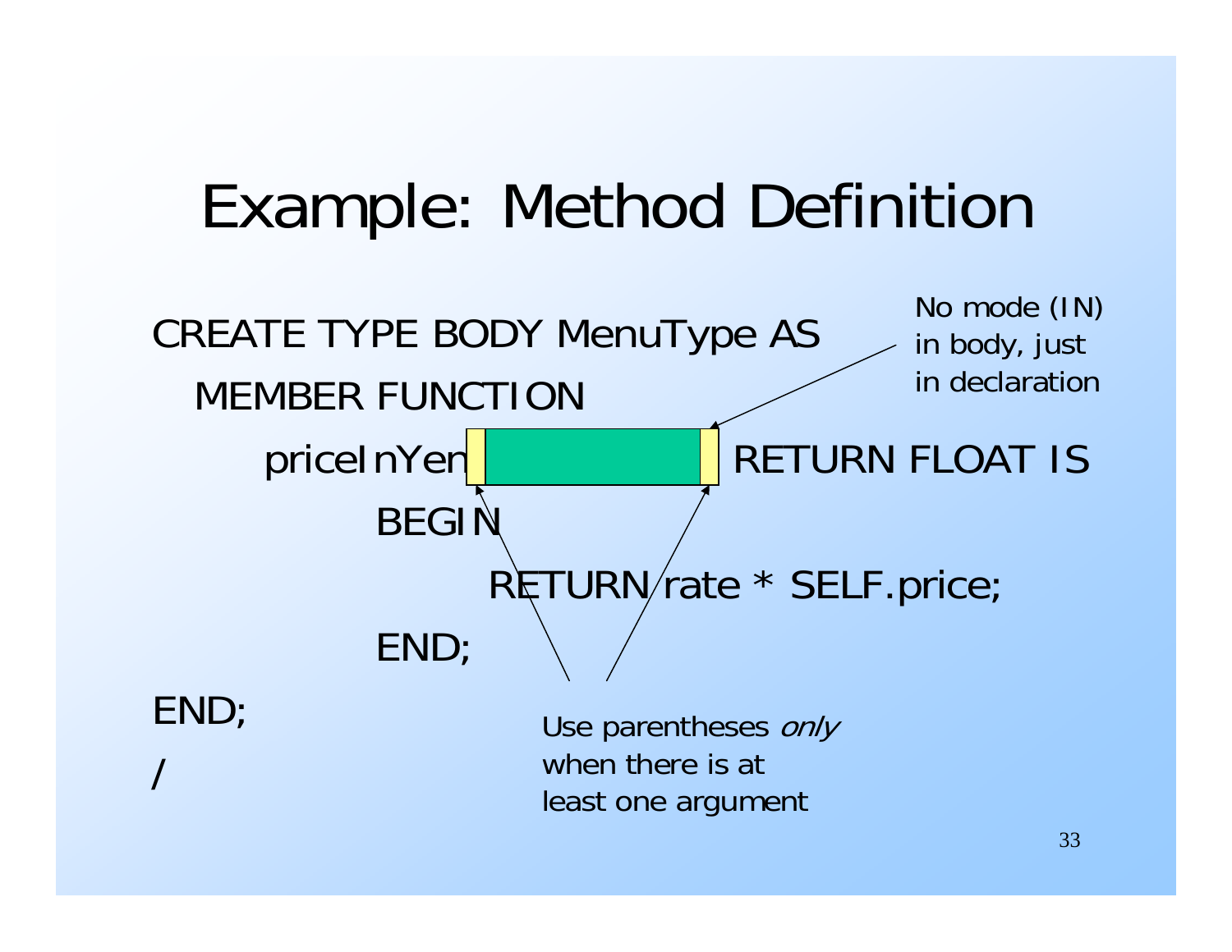# Example: Method Definition

```
CREATE TYPE BODY MenuType AS
  MEMBER FUNCTION
     priceInYen(rate FLOAT) RETURN FLOAT IS
        BEGIN
           RETURN rate * SELF.price;
        END;
END;
/
```

No mode (IN) in body, just in declaration

Use parentheses *only* when there is at least one argument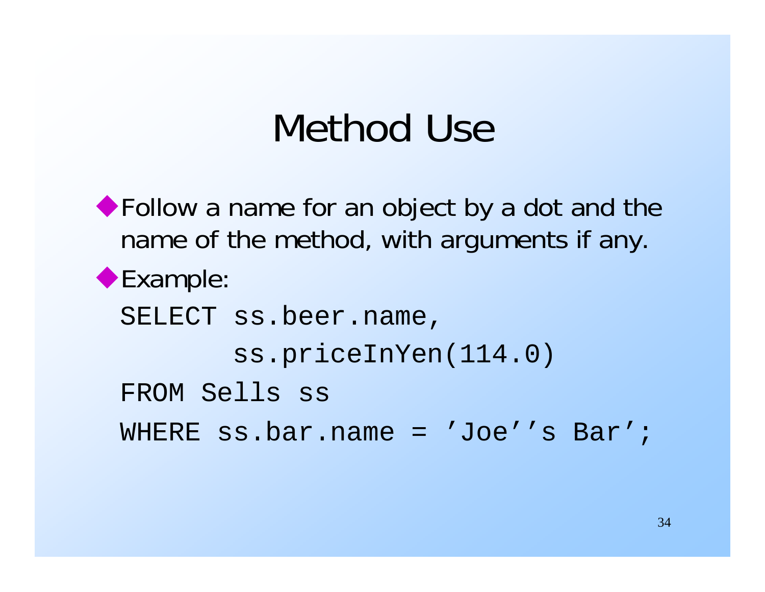# Method Use

- Follow a name for an object by a dot and the name of the method, with arguments if any.
- Example:

```
SELECT ss.beer.name,
       ss.priceInYen(114.0)
FROM Sells ss
WHERE ss.bar.name = 'Joe''s Bar';
```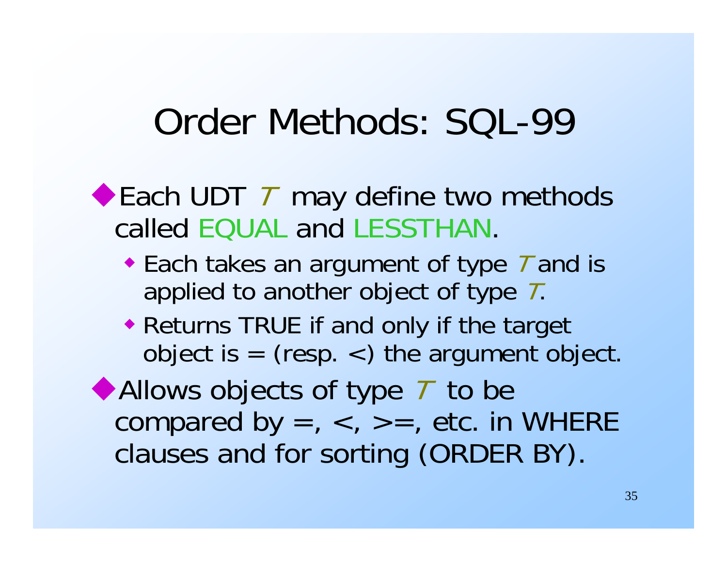# Order Methods: SQL-99

- Each UDT *T* may define two methods called EQUAL and LESSTHAN.
  - Each takes an argument of type *T* and is applied to another object of type *T*.
  - Returns TRUE if and only if the target object is = (resp. <) the argument object.
- Allows objects of type *T* to be compared by =, <, >=, etc. in WHERE clauses and for sorting (ORDER BY).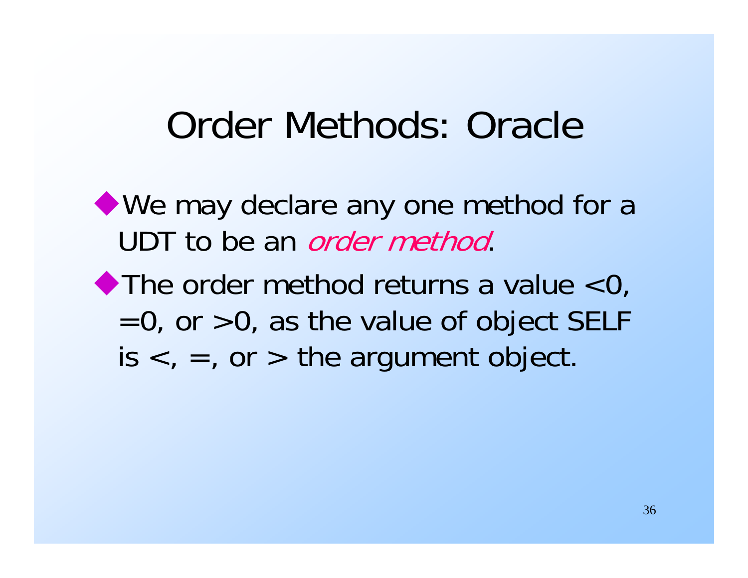# Order Methods: Oracle

- We may declare any one method for a UDT to be an *order method*.
- The order method returns a value <0, =0, or >0, as the value of object SELF is <, =, or > the argument object.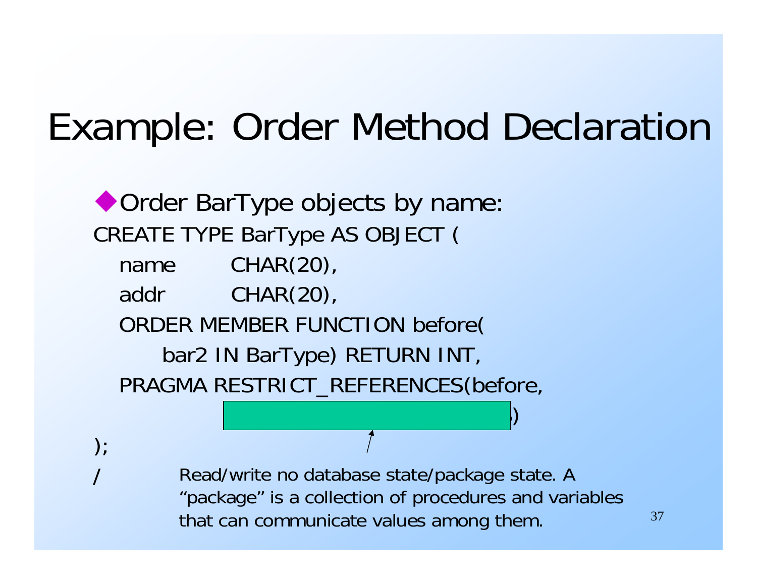# Example: Order Method Declaration

- Order BarType objects by name:

```
CREATE TYPE BarType AS OBJECT (
  name      CHAR(20),
  addr      CHAR(20),
  ORDER MEMBER FUNCTION before(
     bar2 IN BarType) RETURN INT,
  PRAGMA RESTRICT_REFERENCES(before,
                                    )
);
/
```

Read/write no database state/package state. A "package" is a collection of procedures and variables that can communicate values among them.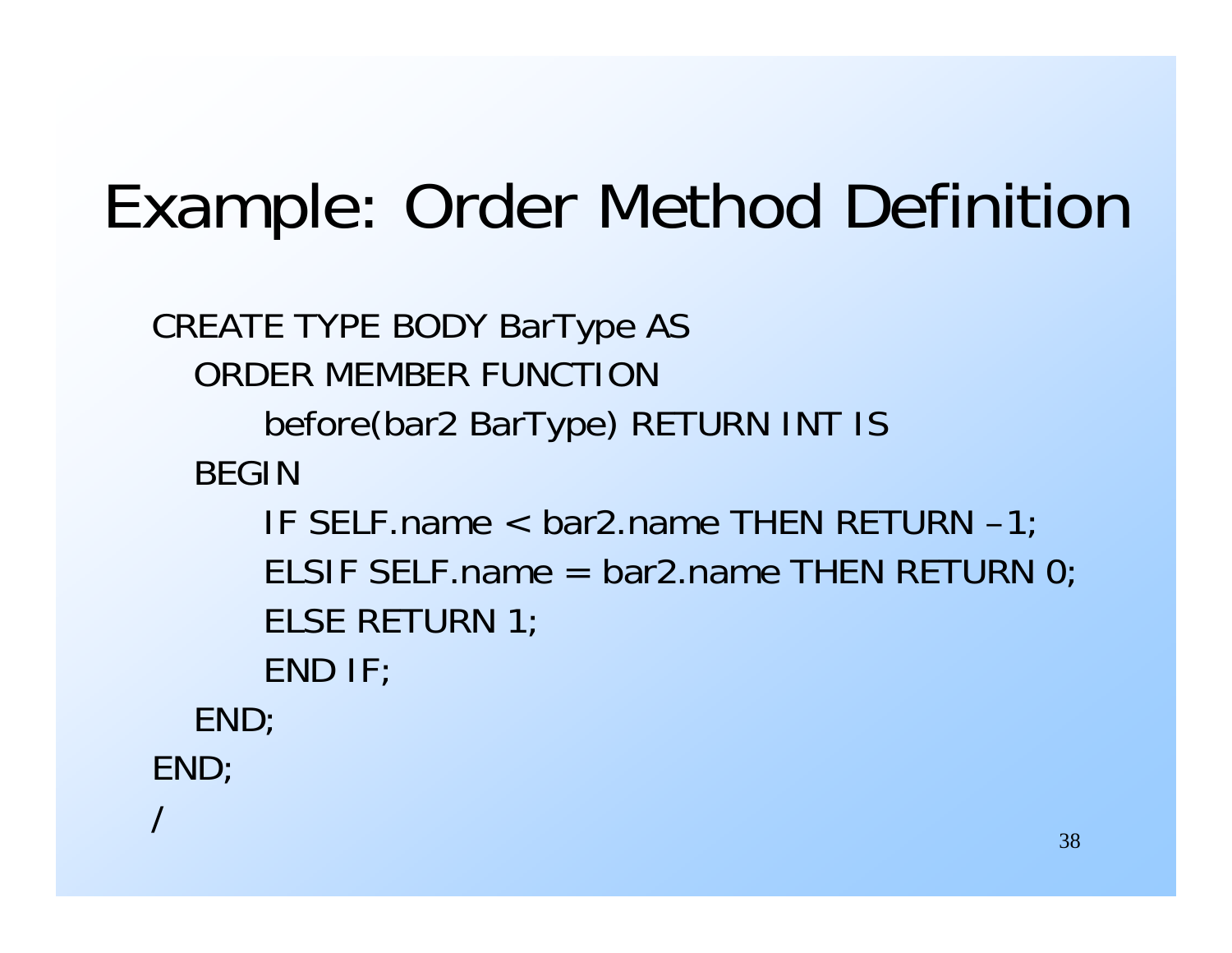# Example: Order Method Definition

```
CREATE TYPE BODY BarType AS
  ORDER MEMBER FUNCTION
      before(bar2 BarType) RETURN INT IS
  BEGIN
      IF SELF.name < bar2.name THEN RETURN –1;
      ELSIF SELF.name = bar2.name THEN RETURN 0;
      ELSE RETURN 1;
      END IF;
  END;
END;
/
```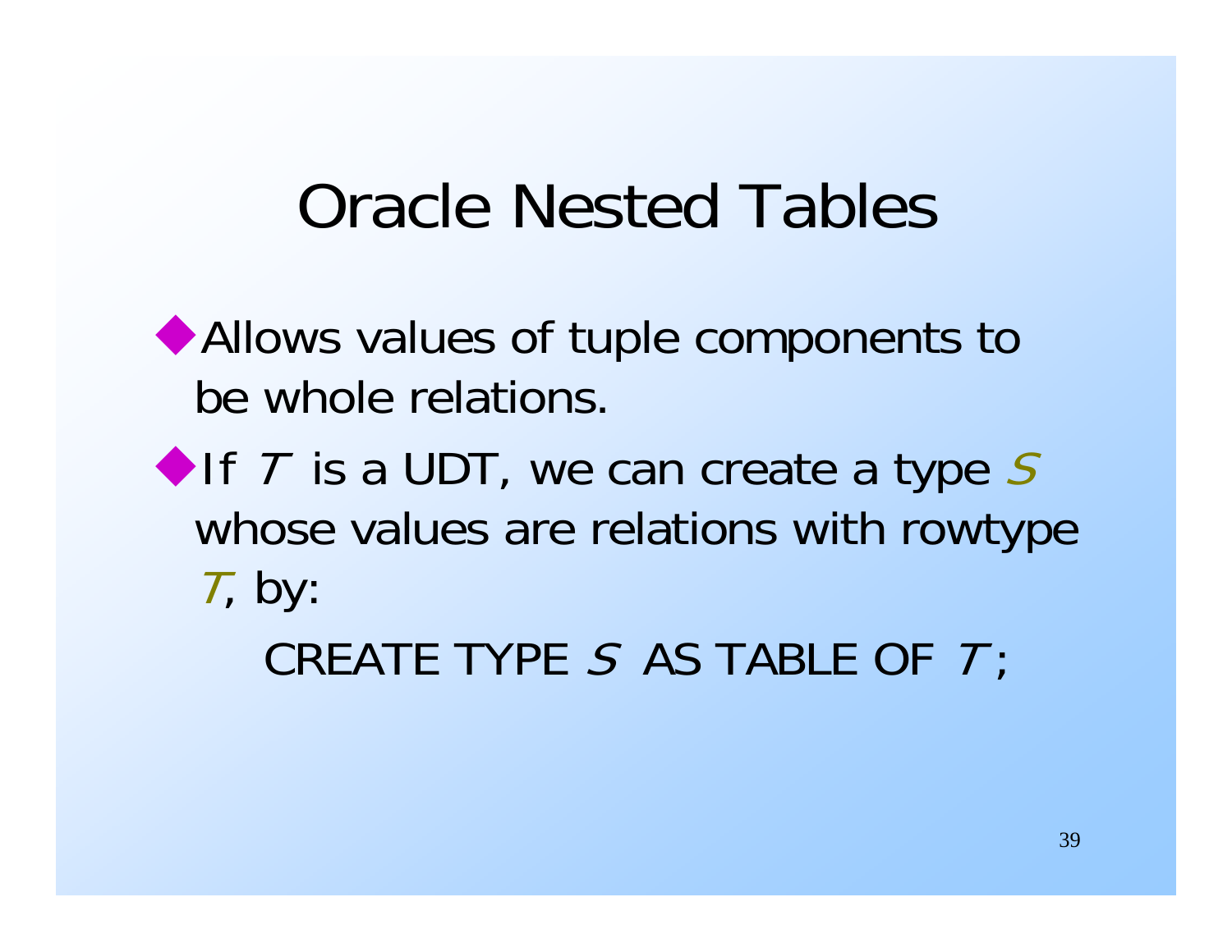# Oracle Nested Tables

- Allows values of tuple components to be whole relations.
- If *T* is a UDT, we can create a type *S* whose values are relations with rowtype *T*, by:

  CREATE TYPE *S* AS TABLE OF *T* ;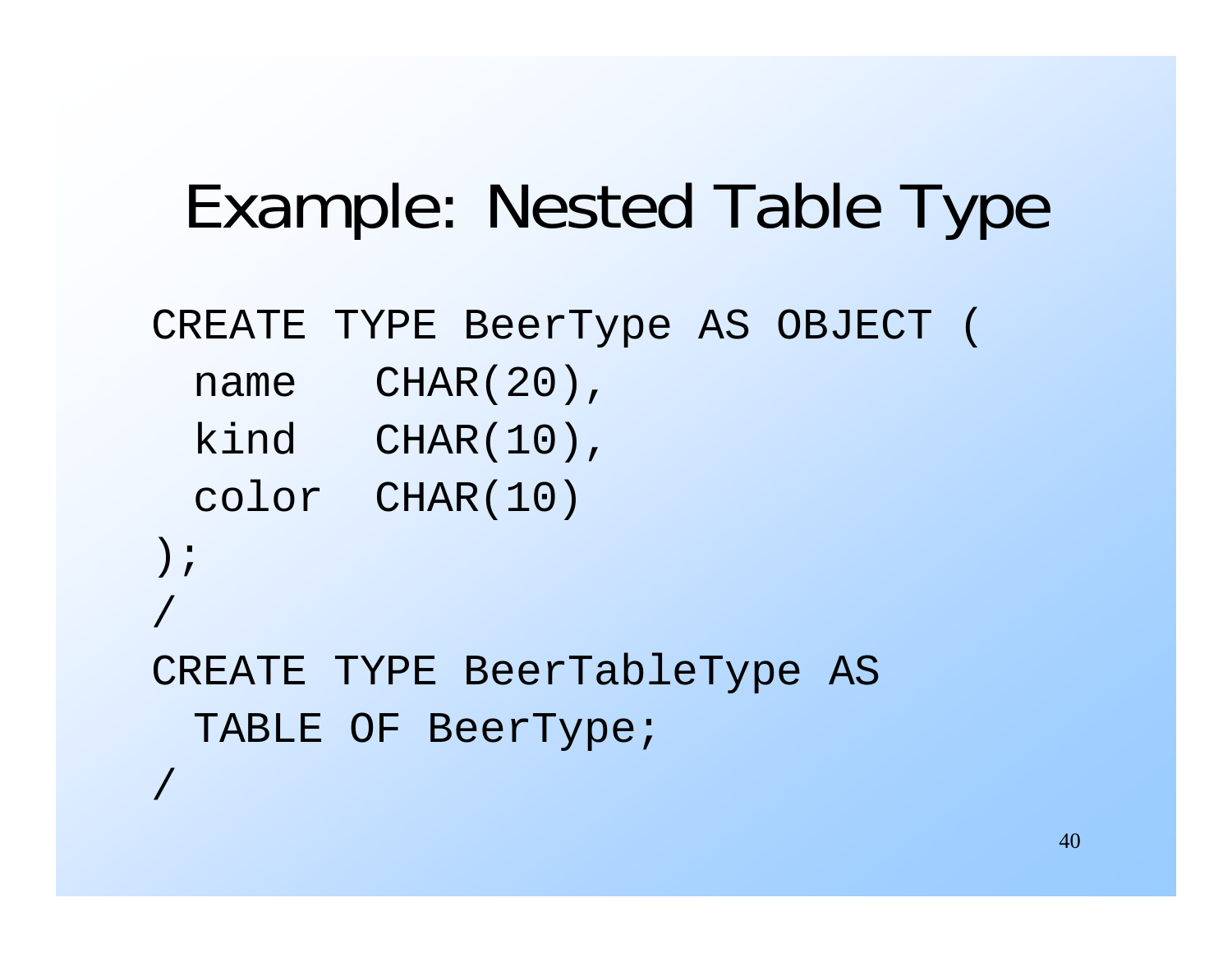# Example: Nested Table Type

```
CREATE TYPE BeerType AS OBJECT (
  name   CHAR(20),
  kind   CHAR(10),
  color  CHAR(10)
);
/
CREATE TYPE BeerTableType AS
  TABLE OF BeerType;
/
```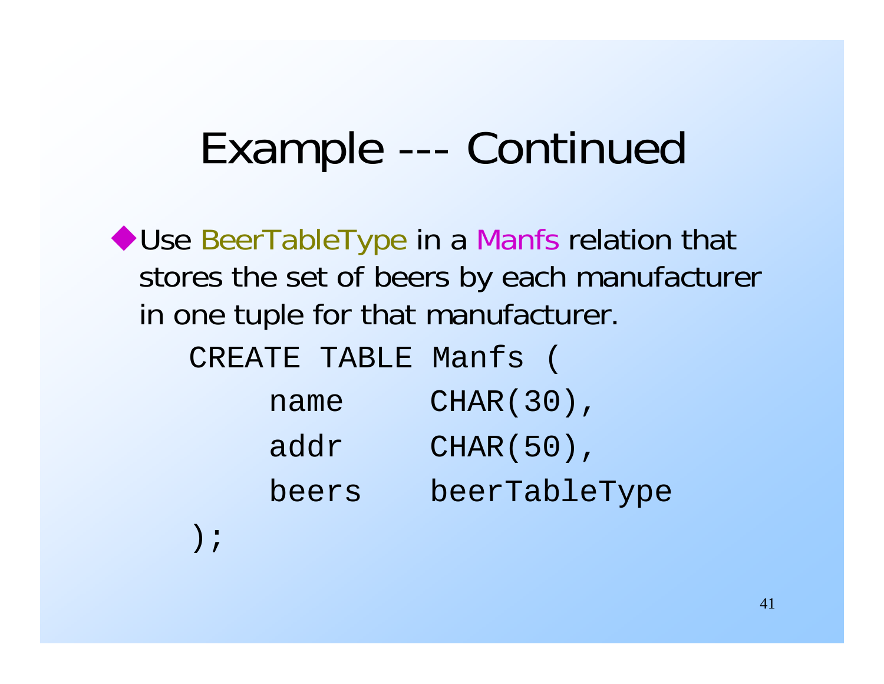# Example --- Continued

- Use BeerTableType in a Manfs relation that stores the set of beers by each manufacturer in one tuple for that manufacturer.

```
CREATE TABLE Manfs (
    name    CHAR(30),
    addr    CHAR(50),
    beers   beerTableType
);
```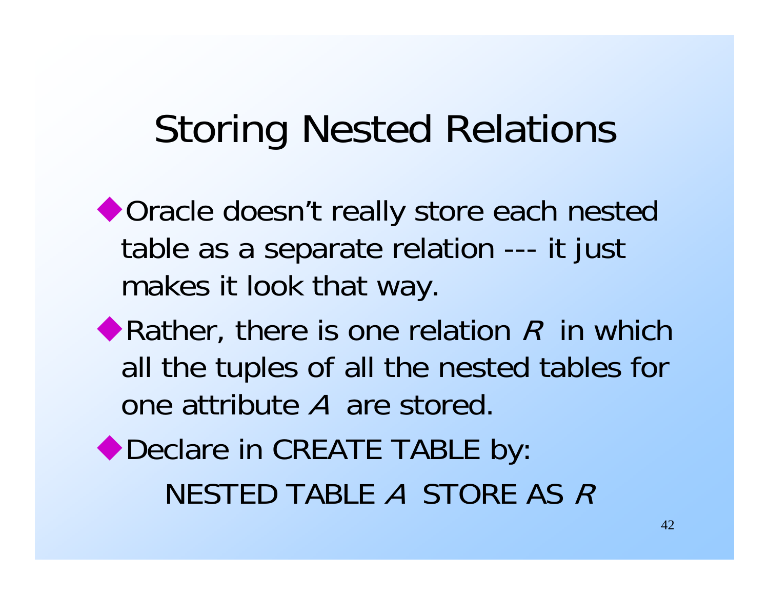# Storing Nested Relations

- Oracle doesn't really store each nested table as a separate relation --- it just makes it look that way.
- Rather, there is one relation *R* in which all the tuples of all the nested tables for one attribute *A* are stored.
- Declare in CREATE TABLE by:

  NESTED TABLE *A* STORE AS *R*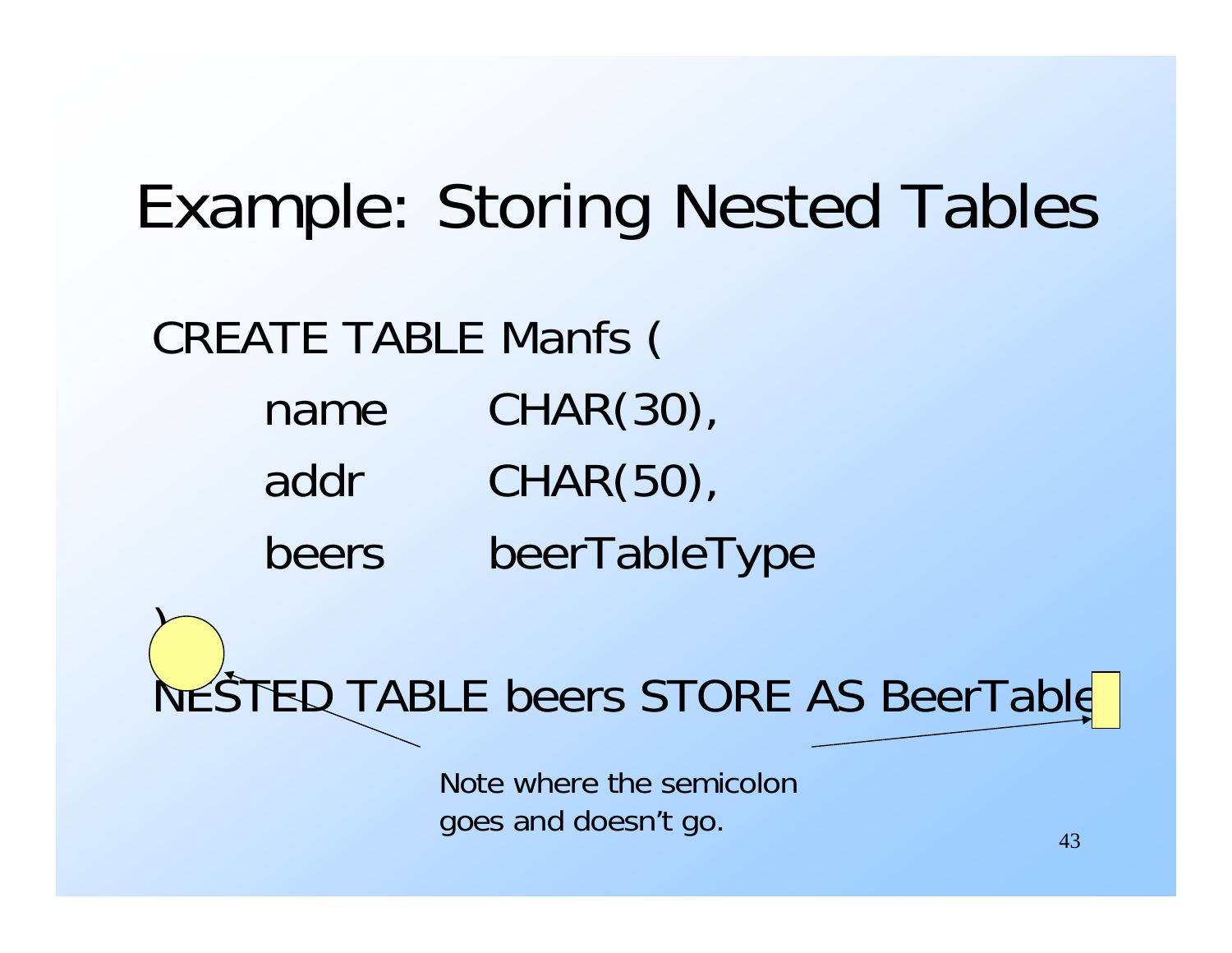# Example: Storing Nested Tables

```
CREATE TABLE Manfs (
    name     CHAR(30),
    addr     CHAR(50),
    beers    beerTableType
)
NESTED TABLE beers STORE AS BeerTable
```

Note where the semicolon goes and doesn't go.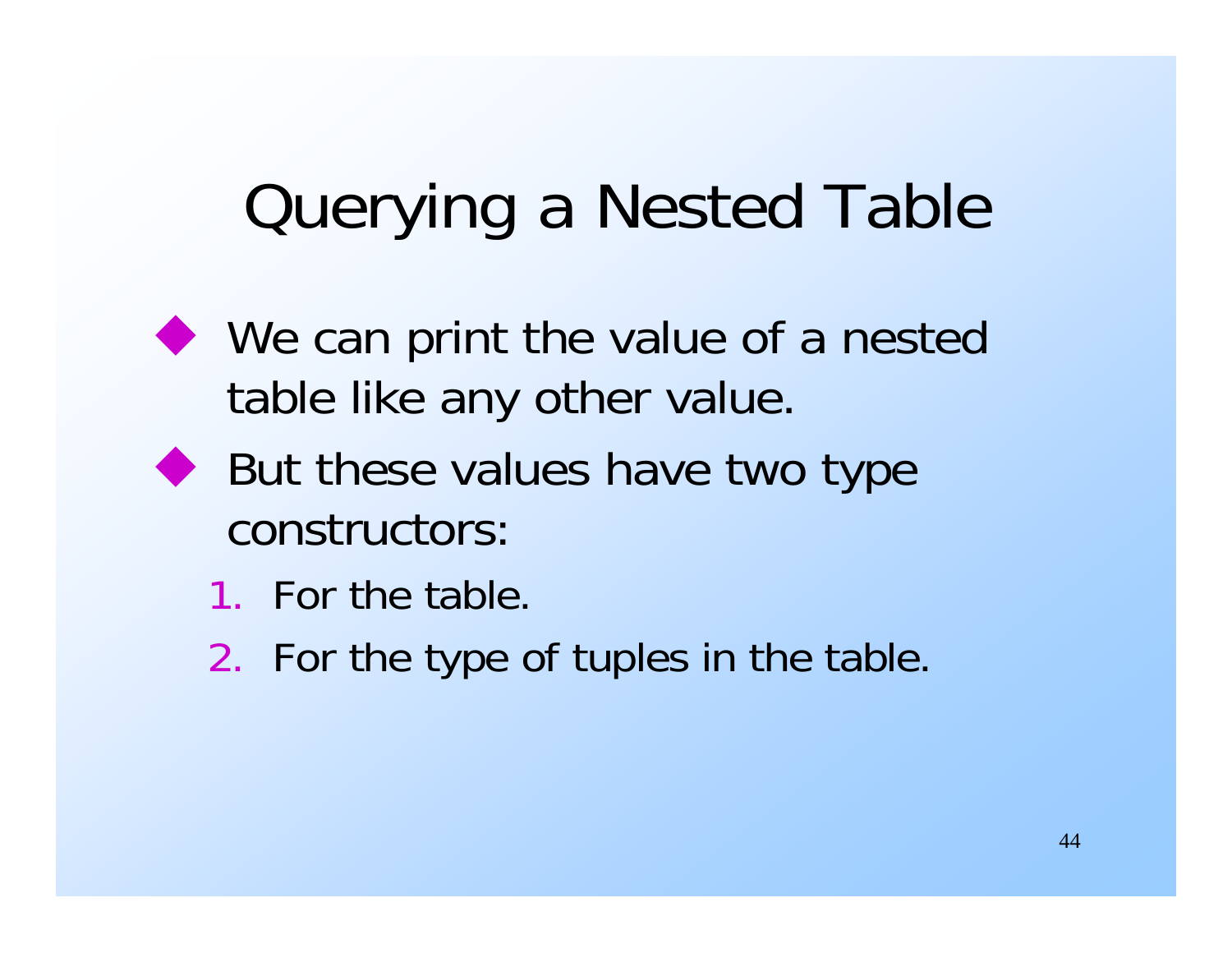# Querying a Nested Table

- We can print the value of a nested table like any other value.
- But these values have two type constructors:
  1. For the table.
  2. For the type of tuples in the table.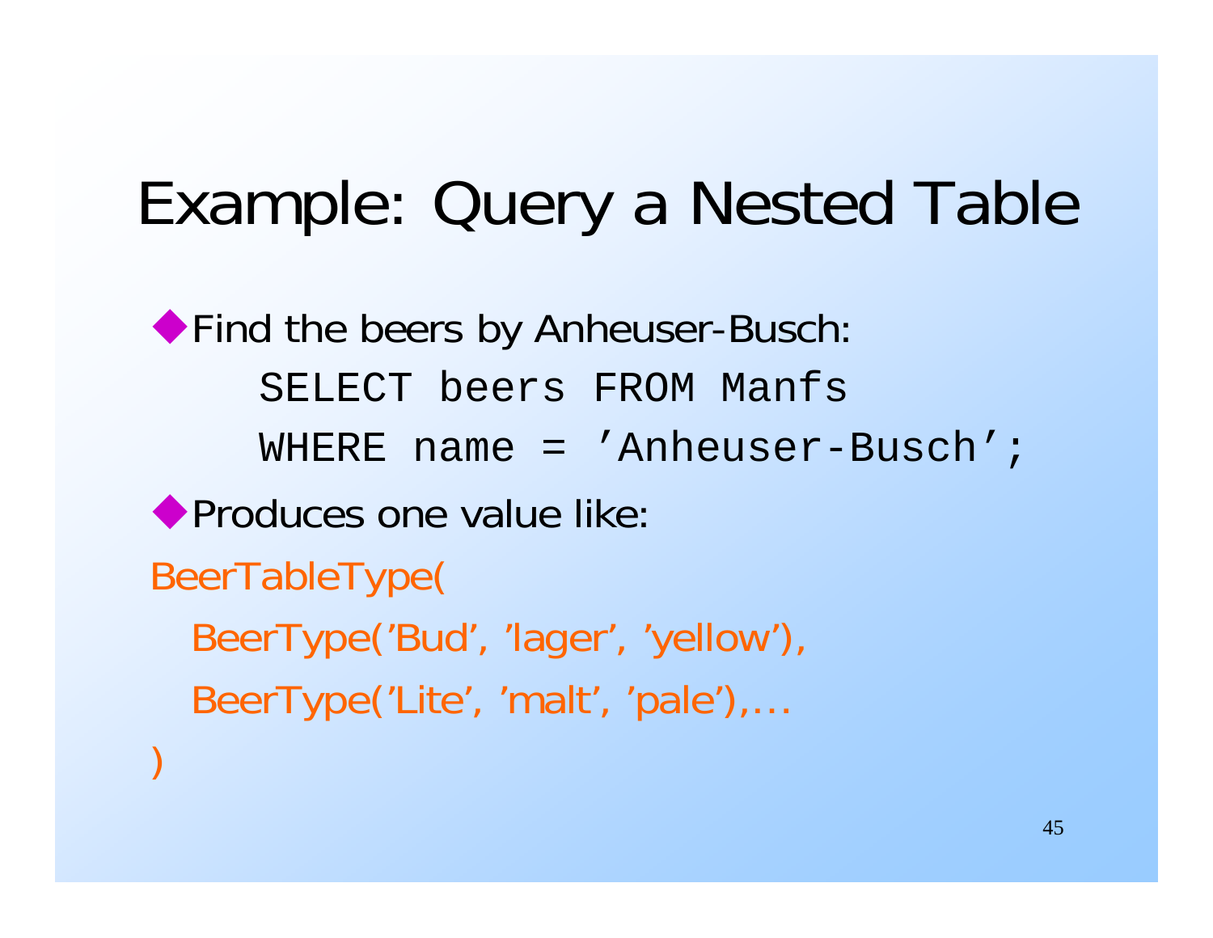# Example: Query a Nested Table

- Find the beers by Anheuser-Busch:

```
SELECT beers FROM Manfs
WHERE name = 'Anheuser-Busch';
```

- Produces one value like:

```
BeerTableType(
  BeerType('Bud', 'lager', 'yellow'),
  BeerType('Lite', 'malt', 'pale'),…
)
```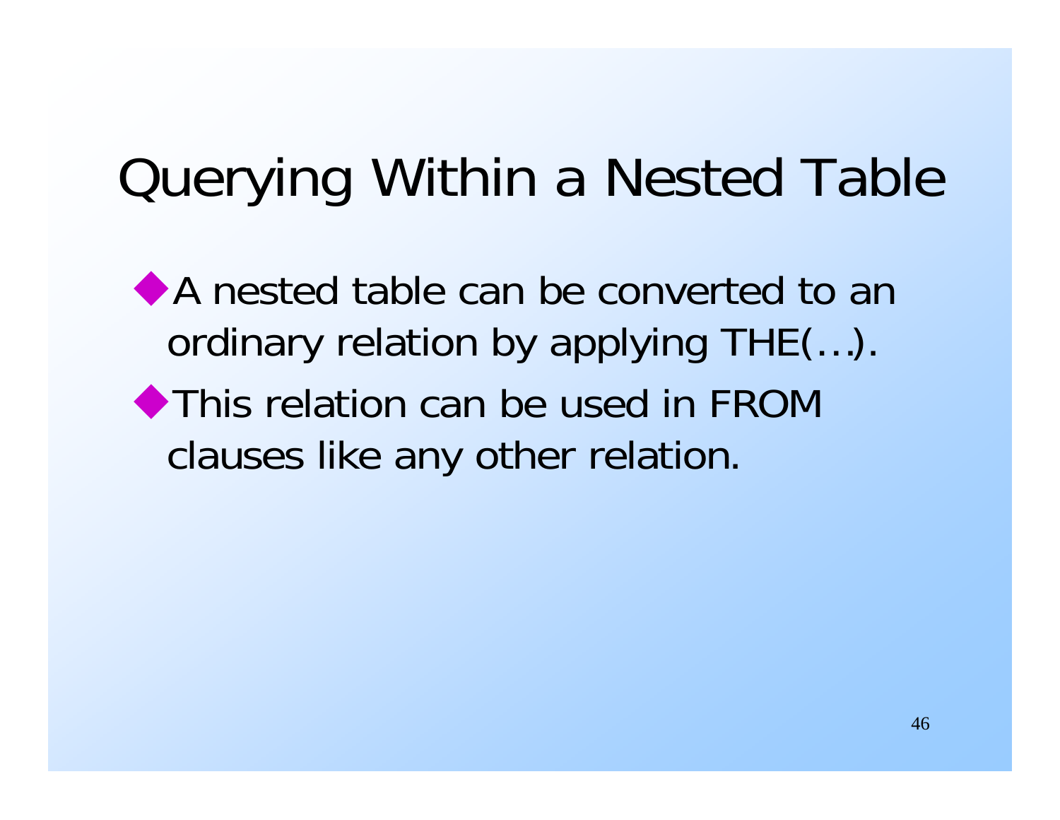# Querying Within a Nested Table

- A nested table can be converted to an ordinary relation by applying THE(…).
- This relation can be used in FROM clauses like any other relation.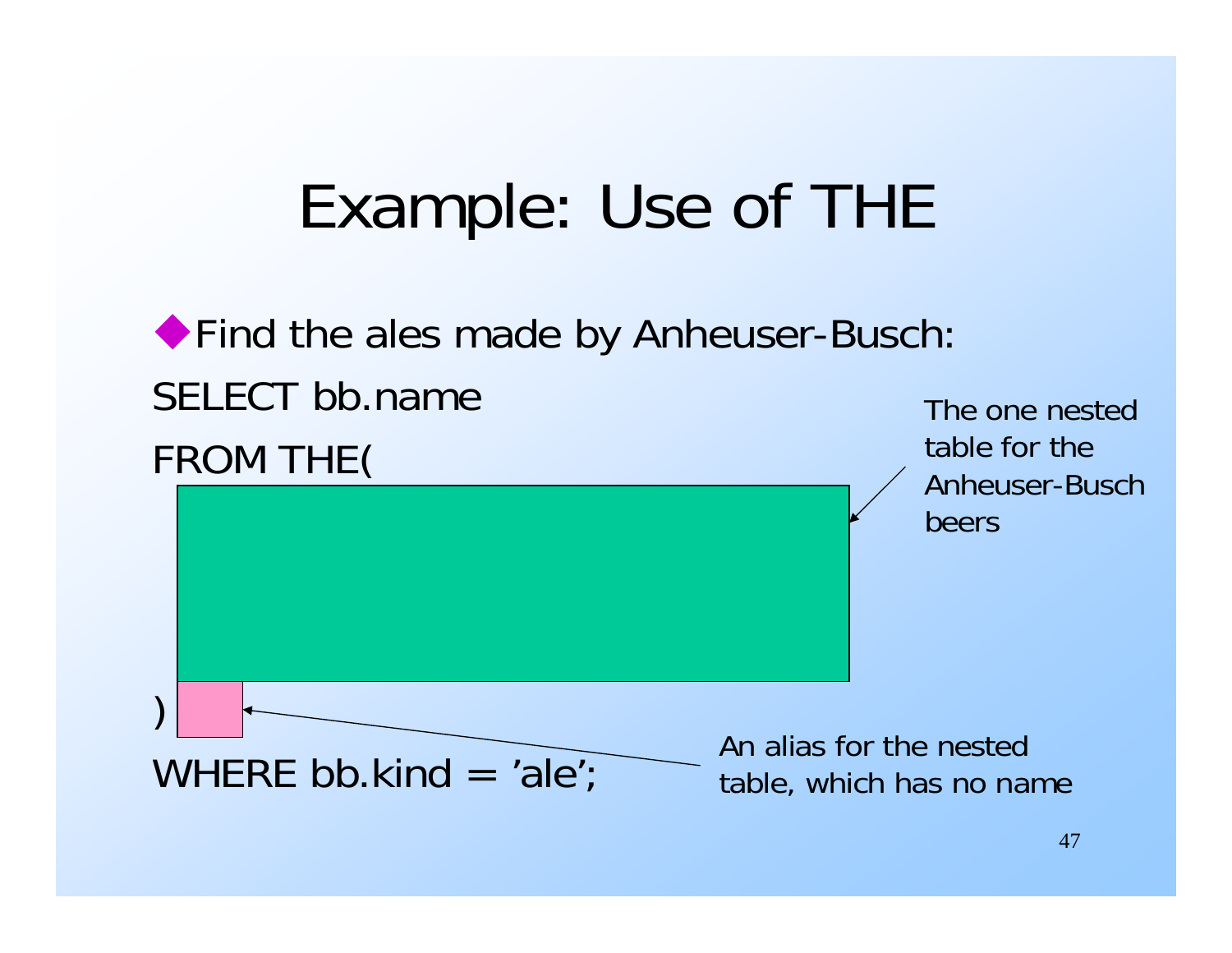# Example: Use of THE

- Find the ales made by Anheuser-Busch:

```
SELECT bb.name
FROM THE(

)
WHERE bb.kind = 'ale';
```

The one nested table for the Anheuser-Busch beers

An alias for the nested table, which has no name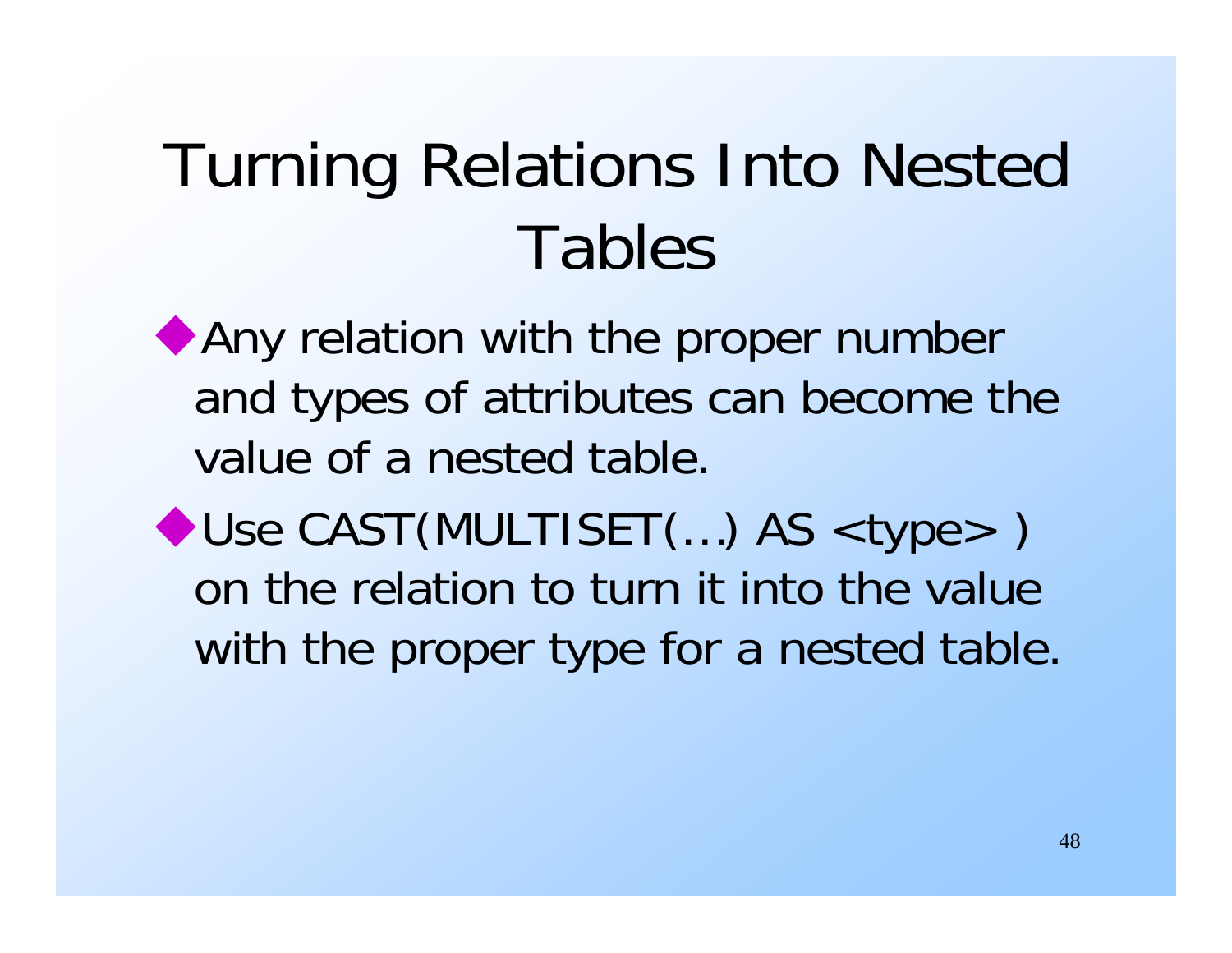# Turning Relations Into Nested Tables

- Any relation with the proper number and types of attributes can become the value of a nested table.
- Use CAST(MULTISET(…) AS <type> ) on the relation to turn it into the value with the proper type for a nested table.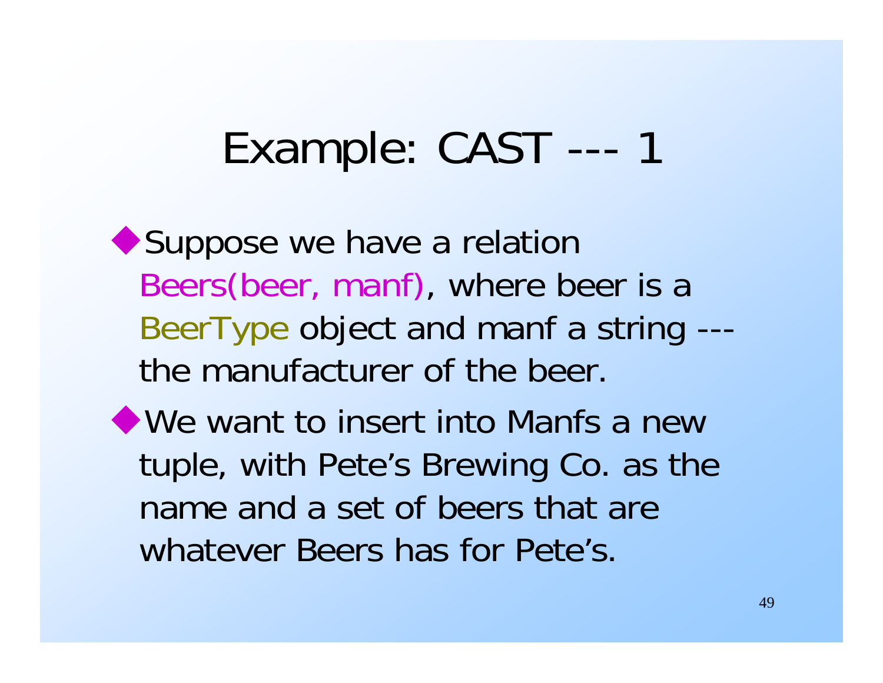# Example: CAST --- 1

- Suppose we have a relation Beers(beer, manf), where beer is a BeerType object and manf a string --- the manufacturer of the beer.
- We want to insert into Manfs a new tuple, with Pete's Brewing Co. as the name and a set of beers that are whatever Beers has for Pete's.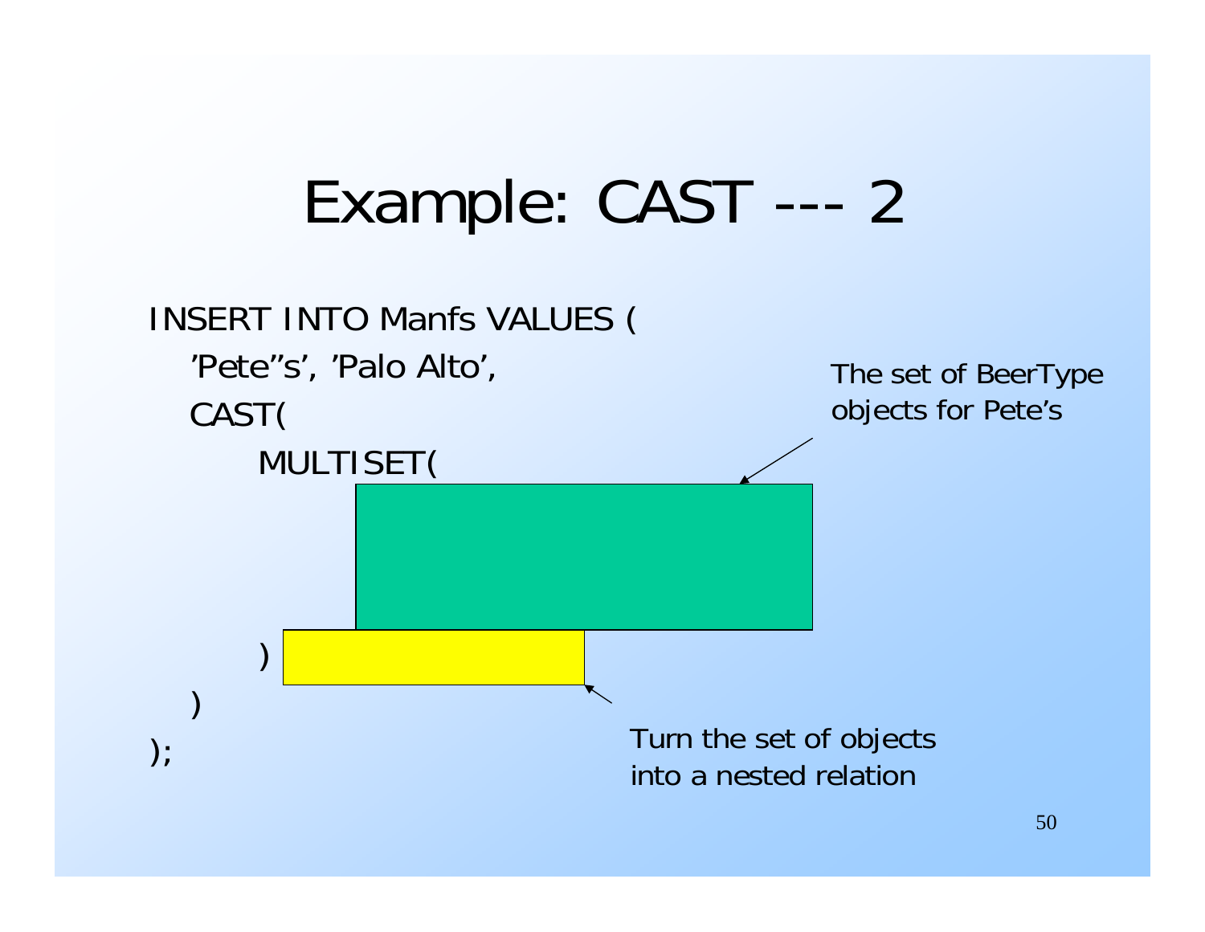# Example: CAST --- 2

```
INSERT INTO Manfs VALUES (
   'Pete''s', 'Palo Alto',
   CAST(
      MULTISET(


      )
   )
);
```

The set of BeerType objects for Pete's

Turn the set of objects into a nested relation